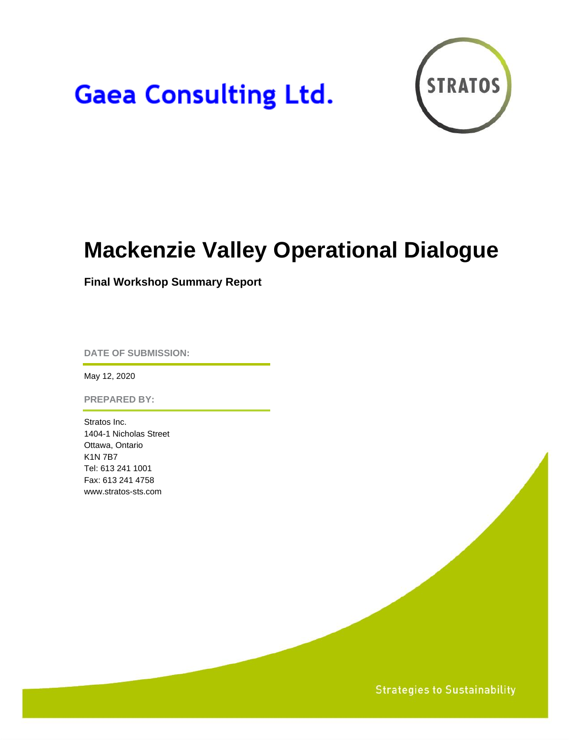Gaea Consulting Ltd.

STRATOS

# Mackenzie Valley Operational Dialogue

**Final Workshop Summary Report**

**DATE OF SUBMISSION:**

May 12, 2020

**PREPARED BY:**

Stratos Inc.
1404-1 Nicholas Street
Ottawa, Ontario
K1N 7B7
Tel: 613 241 1001
Fax: 613 241 4758
www.stratos-sts.com

Strategies to Sustainability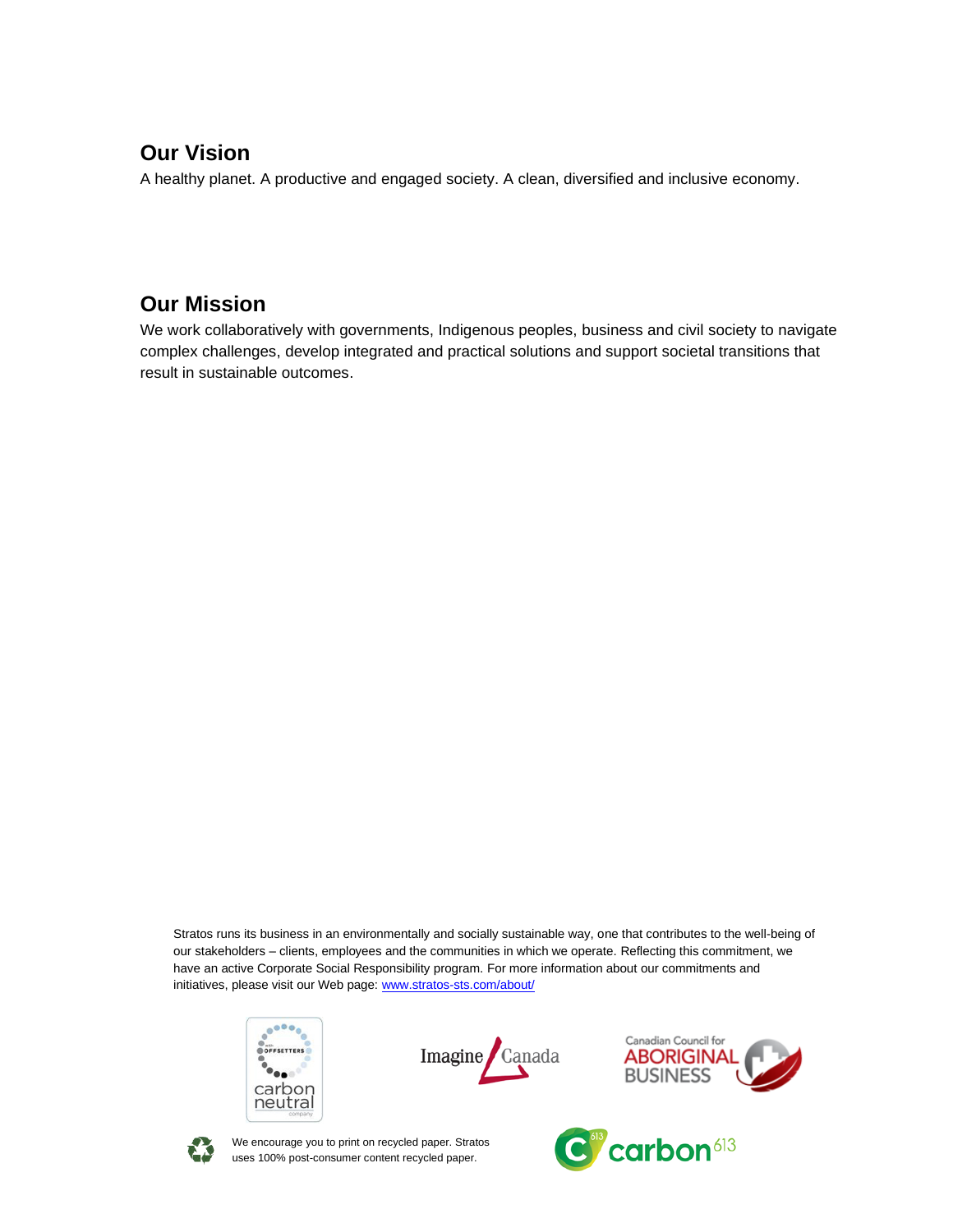## Our Vision

A healthy planet. A productive and engaged society. A clean, diversified and inclusive economy.

## Our Mission

We work collaboratively with governments, Indigenous peoples, business and civil society to navigate complex challenges, develop integrated and practical solutions and support societal transitions that result in sustainable outcomes.

Stratos runs its business in an environmentally and socially sustainable way, one that contributes to the well-being of our stakeholders – clients, employees and the communities in which we operate. Reflecting this commitment, we have an active Corporate Social Responsibility program. For more information about our commitments and initiatives, please visit our Web page: www.stratos-sts.com/about/

We encourage you to print on recycled paper. Stratos uses 100% post-consumer content recycled paper.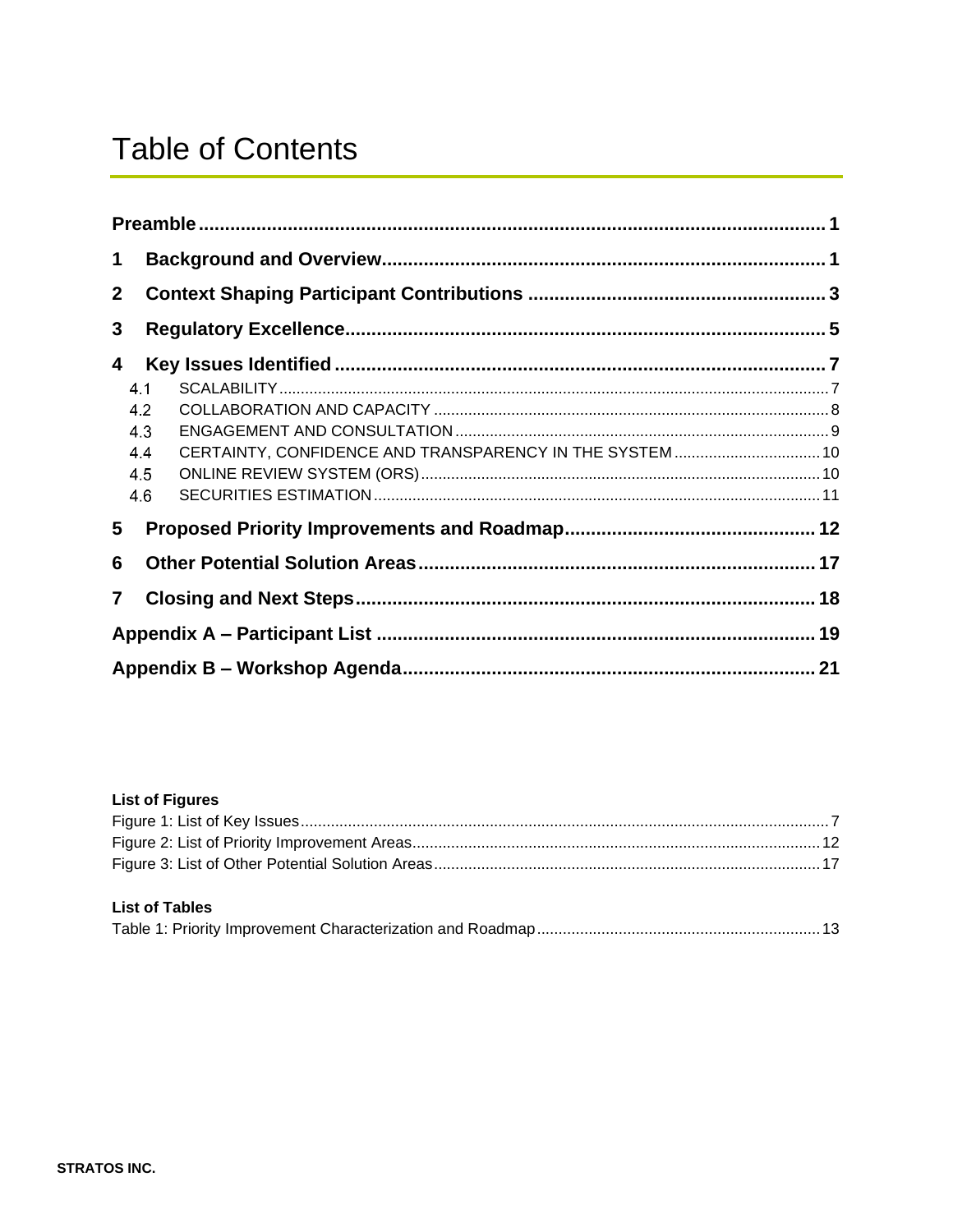# Table of Contents

**Preamble** .......... **1**

**1 Background and Overview** .......... **1**

**2 Context Shaping Participant Contributions** .......... **3**

**3 Regulatory Excellence** .......... **5**

**4 Key Issues Identified** .......... **7**

- 4.1 SCALABILITY .......... 7
- 4.2 COLLABORATION AND CAPACITY .......... 8
- 4.3 ENGAGEMENT AND CONSULTATION .......... 9
- 4.4 CERTAINTY, CONFIDENCE AND TRANSPARENCY IN THE SYSTEM .......... 10
- 4.5 ONLINE REVIEW SYSTEM (ORS) .......... 10
- 4.6 SECURITIES ESTIMATION .......... 11

**5 Proposed Priority Improvements and Roadmap** .......... **12**

**6 Other Potential Solution Areas** .......... **17**

**7 Closing and Next Steps** .......... **18**

**Appendix A – Participant List** .......... **19**

**Appendix B – Workshop Agenda** .......... **21**

**List of Figures**

Figure 1: List of Key Issues .......... 7
Figure 2: List of Priority Improvement Areas .......... 12
Figure 3: List of Other Potential Solution Areas .......... 17

**List of Tables**

Table 1: Priority Improvement Characterization and Roadmap .......... 13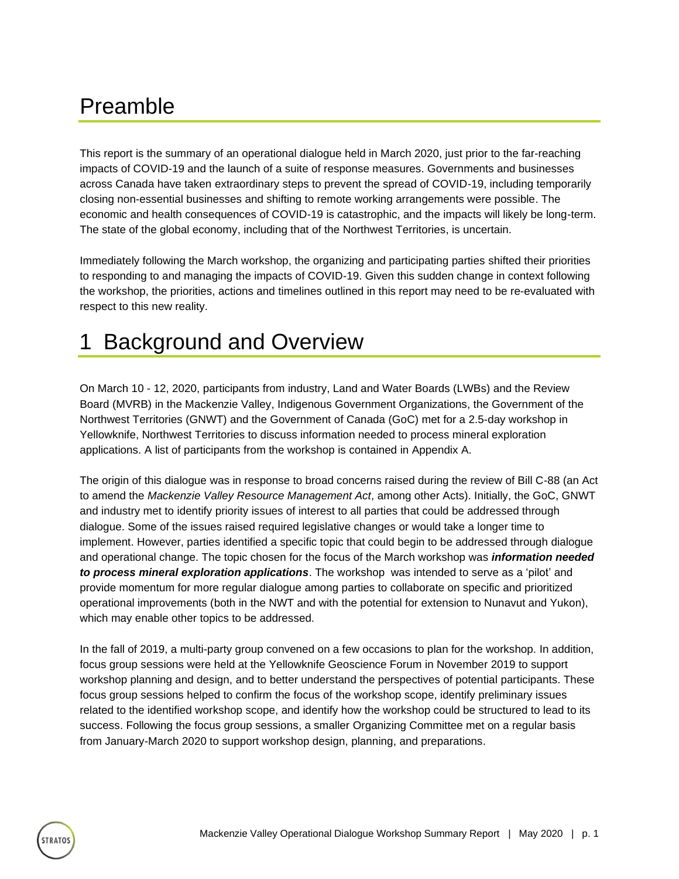# Preamble

This report is the summary of an operational dialogue held in March 2020, just prior to the far-reaching impacts of COVID-19 and the launch of a suite of response measures. Governments and businesses across Canada have taken extraordinary steps to prevent the spread of COVID-19, including temporarily closing non-essential businesses and shifting to remote working arrangements were possible. The economic and health consequences of COVID-19 is catastrophic, and the impacts will likely be long-term. The state of the global economy, including that of the Northwest Territories, is uncertain.

Immediately following the March workshop, the organizing and participating parties shifted their priorities to responding to and managing the impacts of COVID-19. Given this sudden change in context following the workshop, the priorities, actions and timelines outlined in this report may need to be re-evaluated with respect to this new reality.

# 1 Background and Overview

On March 10 - 12, 2020, participants from industry, Land and Water Boards (LWBs) and the Review Board (MVRB) in the Mackenzie Valley, Indigenous Government Organizations, the Government of the Northwest Territories (GNWT) and the Government of Canada (GoC) met for a 2.5-day workshop in Yellowknife, Northwest Territories to discuss information needed to process mineral exploration applications. A list of participants from the workshop is contained in Appendix A.

The origin of this dialogue was in response to broad concerns raised during the review of Bill C-88 (an Act to amend the *Mackenzie Valley Resource Management Act*, among other Acts). Initially, the GoC, GNWT and industry met to identify priority issues of interest to all parties that could be addressed through dialogue. Some of the issues raised required legislative changes or would take a longer time to implement. However, parties identified a specific topic that could begin to be addressed through dialogue and operational change. The topic chosen for the focus of the March workshop was ***information needed to process mineral exploration applications***. The workshop was intended to serve as a 'pilot' and provide momentum for more regular dialogue among parties to collaborate on specific and prioritized operational improvements (both in the NWT and with the potential for extension to Nunavut and Yukon), which may enable other topics to be addressed.

In the fall of 2019, a multi-party group convened on a few occasions to plan for the workshop. In addition, focus group sessions were held at the Yellowknife Geoscience Forum in November 2019 to support workshop planning and design, and to better understand the perspectives of potential participants. These focus group sessions helped to confirm the focus of the workshop scope, identify preliminary issues related to the identified workshop scope, and identify how the workshop could be structured to lead to its success. Following the focus group sessions, a smaller Organizing Committee met on a regular basis from January-March 2020 to support workshop design, planning, and preparations.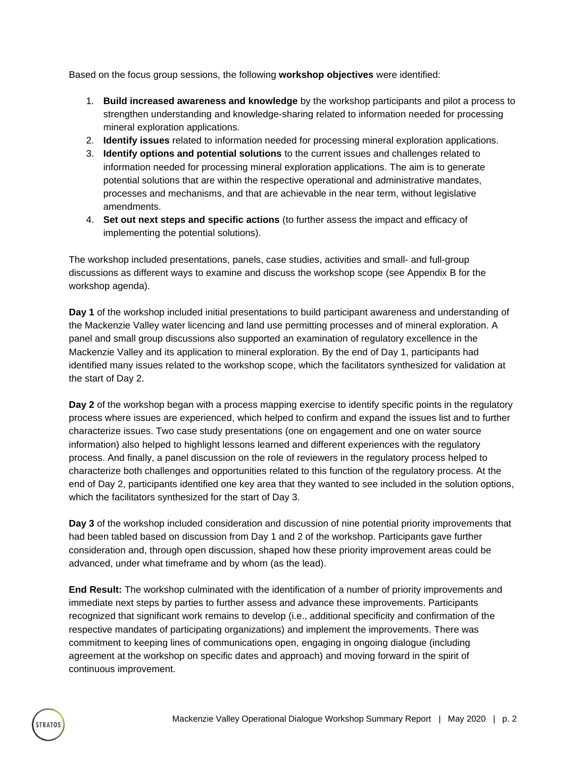Based on the focus group sessions, the following **workshop objectives** were identified:

1. **Build increased awareness and knowledge** by the workshop participants and pilot a process to strengthen understanding and knowledge-sharing related to information needed for processing mineral exploration applications.
2. **Identify issues** related to information needed for processing mineral exploration applications.
3. **Identify options and potential solutions** to the current issues and challenges related to information needed for processing mineral exploration applications. The aim is to generate potential solutions that are within the respective operational and administrative mandates, processes and mechanisms, and that are achievable in the near term, without legislative amendments.
4. **Set out next steps and specific actions** (to further assess the impact and efficacy of implementing the potential solutions).

The workshop included presentations, panels, case studies, activities and small- and full-group discussions as different ways to examine and discuss the workshop scope (see Appendix B for the workshop agenda).

**Day 1** of the workshop included initial presentations to build participant awareness and understanding of the Mackenzie Valley water licencing and land use permitting processes and of mineral exploration. A panel and small group discussions also supported an examination of regulatory excellence in the Mackenzie Valley and its application to mineral exploration. By the end of Day 1, participants had identified many issues related to the workshop scope, which the facilitators synthesized for validation at the start of Day 2.

**Day 2** of the workshop began with a process mapping exercise to identify specific points in the regulatory process where issues are experienced, which helped to confirm and expand the issues list and to further characterize issues. Two case study presentations (one on engagement and one on water source information) also helped to highlight lessons learned and different experiences with the regulatory process. And finally, a panel discussion on the role of reviewers in the regulatory process helped to characterize both challenges and opportunities related to this function of the regulatory process. At the end of Day 2, participants identified one key area that they wanted to see included in the solution options, which the facilitators synthesized for the start of Day 3.

**Day 3** of the workshop included consideration and discussion of nine potential priority improvements that had been tabled based on discussion from Day 1 and 2 of the workshop. Participants gave further consideration and, through open discussion, shaped how these priority improvement areas could be advanced, under what timeframe and by whom (as the lead).

**End Result:** The workshop culminated with the identification of a number of priority improvements and immediate next steps by parties to further assess and advance these improvements. Participants recognized that significant work remains to develop (i.e., additional specificity and confirmation of the respective mandates of participating organizations) and implement the improvements. There was commitment to keeping lines of communications open, engaging in ongoing dialogue (including agreement at the workshop on specific dates and approach) and moving forward in the spirit of continuous improvement.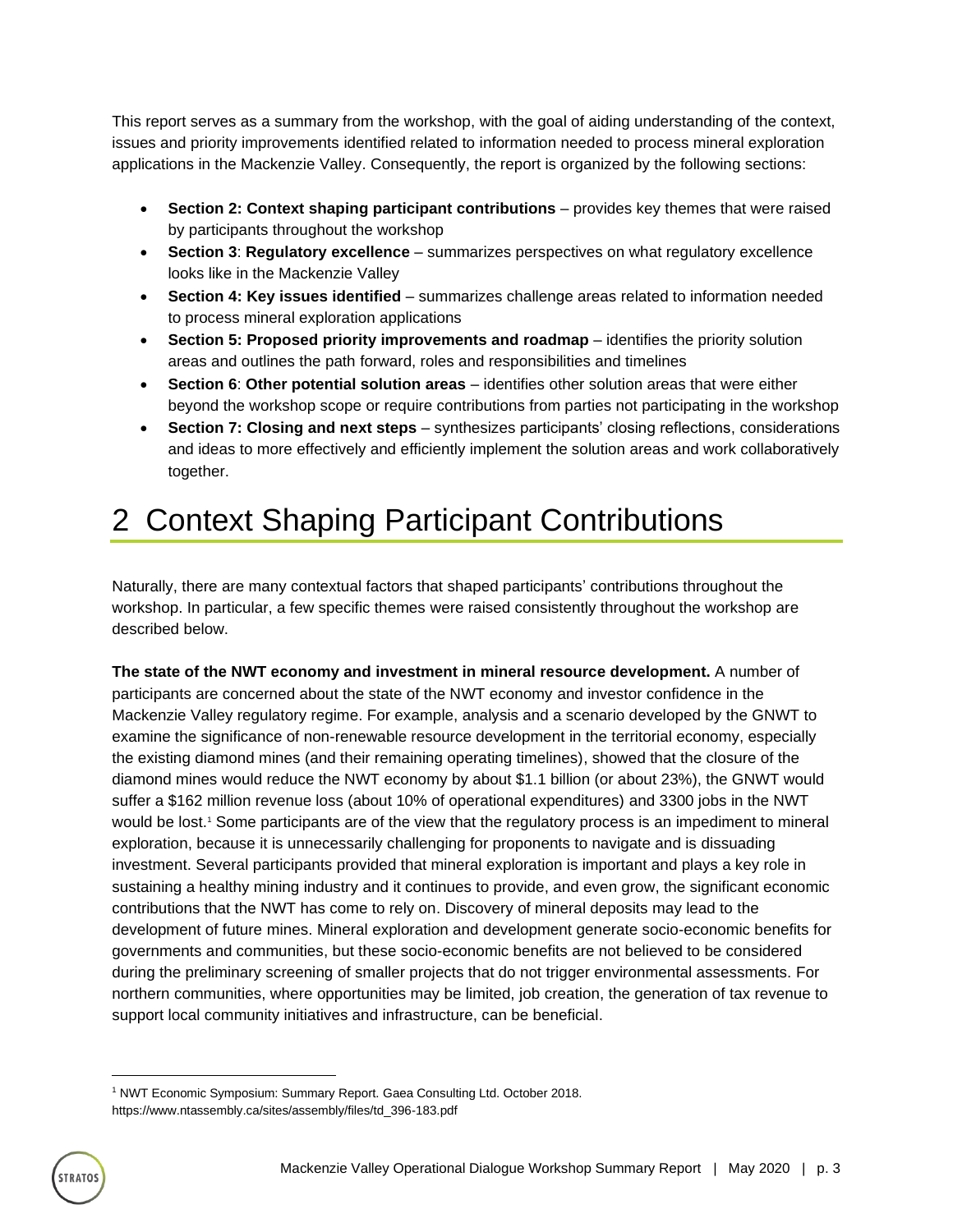This report serves as a summary from the workshop, with the goal of aiding understanding of the context, issues and priority improvements identified related to information needed to process mineral exploration applications in the Mackenzie Valley. Consequently, the report is organized by the following sections:

- **Section 2: Context shaping participant contributions** – provides key themes that were raised by participants throughout the workshop
- **Section 3**: **Regulatory excellence** – summarizes perspectives on what regulatory excellence looks like in the Mackenzie Valley
- **Section 4: Key issues identified** – summarizes challenge areas related to information needed to process mineral exploration applications
- **Section 5: Proposed priority improvements and roadmap** – identifies the priority solution areas and outlines the path forward, roles and responsibilities and timelines
- **Section 6**: **Other potential solution areas** – identifies other solution areas that were either beyond the workshop scope or require contributions from parties not participating in the workshop
- **Section 7: Closing and next steps** – synthesizes participants' closing reflections, considerations and ideas to more effectively and efficiently implement the solution areas and work collaboratively together.

# 2 Context Shaping Participant Contributions

Naturally, there are many contextual factors that shaped participants' contributions throughout the workshop. In particular, a few specific themes were raised consistently throughout the workshop are described below.

**The state of the NWT economy and investment in mineral resource development.** A number of participants are concerned about the state of the NWT economy and investor confidence in the Mackenzie Valley regulatory regime. For example, analysis and a scenario developed by the GNWT to examine the significance of non-renewable resource development in the territorial economy, especially the existing diamond mines (and their remaining operating timelines), showed that the closure of the diamond mines would reduce the NWT economy by about $1.1 billion (or about 23%), the GNWT would suffer a $162 million revenue loss (about 10% of operational expenditures) and 3300 jobs in the NWT would be lost.[1] Some participants are of the view that the regulatory process is an impediment to mineral exploration, because it is unnecessarily challenging for proponents to navigate and is dissuading investment. Several participants provided that mineral exploration is important and plays a key role in sustaining a healthy mining industry and it continues to provide, and even grow, the significant economic contributions that the NWT has come to rely on. Discovery of mineral deposits may lead to the development of future mines. Mineral exploration and development generate socio-economic benefits for governments and communities, but these socio-economic benefits are not believed to be considered during the preliminary screening of smaller projects that do not trigger environmental assessments. For northern communities, where opportunities may be limited, job creation, the generation of tax revenue to support local community initiatives and infrastructure, can be beneficial.

[1] NWT Economic Symposium: Summary Report. Gaea Consulting Ltd. October 2018. https://www.ntassembly.ca/sites/assembly/files/td_396-183.pdf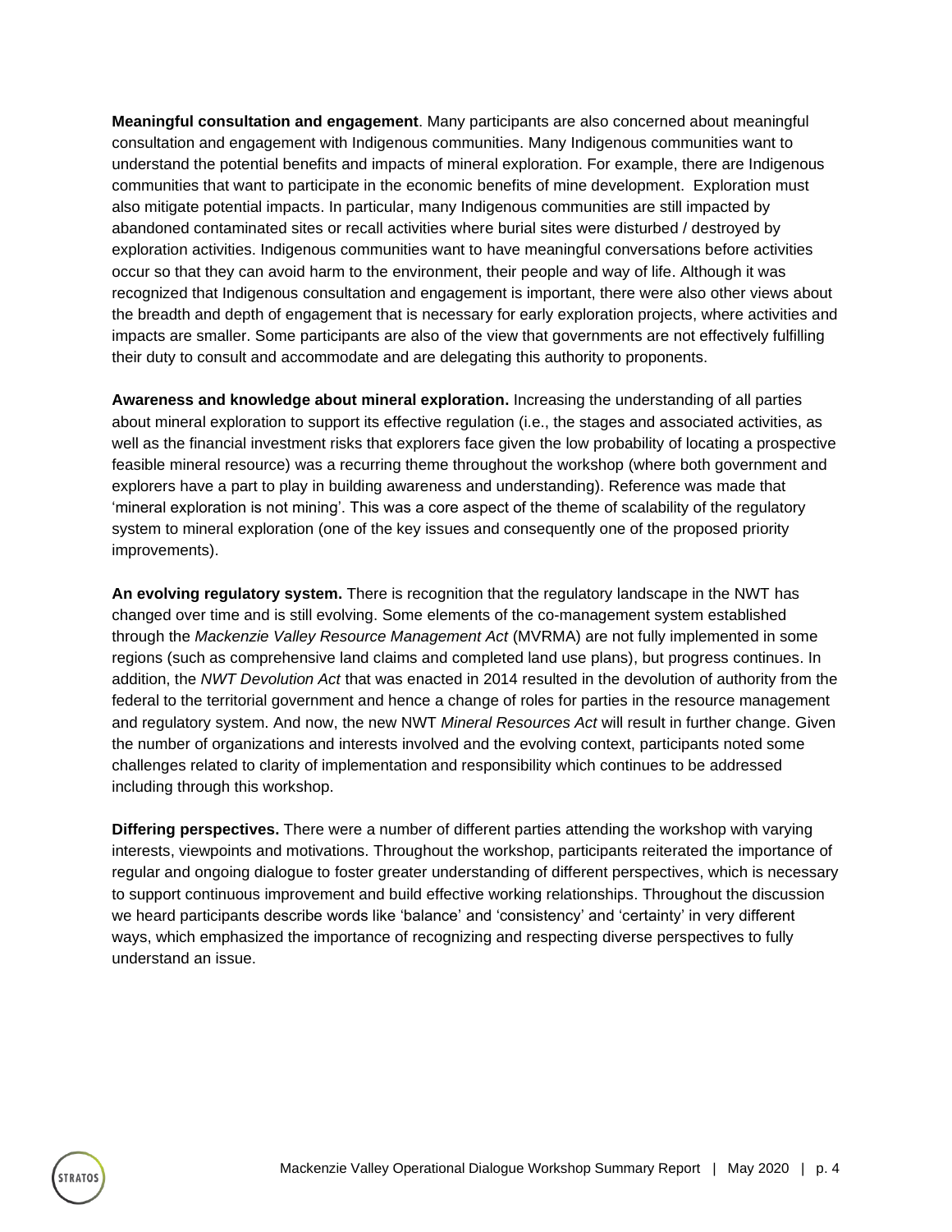**Meaningful consultation and engagement**. Many participants are also concerned about meaningful consultation and engagement with Indigenous communities. Many Indigenous communities want to understand the potential benefits and impacts of mineral exploration. For example, there are Indigenous communities that want to participate in the economic benefits of mine development. Exploration must also mitigate potential impacts. In particular, many Indigenous communities are still impacted by abandoned contaminated sites or recall activities where burial sites were disturbed / destroyed by exploration activities. Indigenous communities want to have meaningful conversations before activities occur so that they can avoid harm to the environment, their people and way of life. Although it was recognized that Indigenous consultation and engagement is important, there were also other views about the breadth and depth of engagement that is necessary for early exploration projects, where activities and impacts are smaller. Some participants are also of the view that governments are not effectively fulfilling their duty to consult and accommodate and are delegating this authority to proponents.

**Awareness and knowledge about mineral exploration.** Increasing the understanding of all parties about mineral exploration to support its effective regulation (i.e., the stages and associated activities, as well as the financial investment risks that explorers face given the low probability of locating a prospective feasible mineral resource) was a recurring theme throughout the workshop (where both government and explorers have a part to play in building awareness and understanding). Reference was made that 'mineral exploration is not mining'. This was a core aspect of the theme of scalability of the regulatory system to mineral exploration (one of the key issues and consequently one of the proposed priority improvements).

**An evolving regulatory system.** There is recognition that the regulatory landscape in the NWT has changed over time and is still evolving. Some elements of the co-management system established through the *Mackenzie Valley Resource Management Act* (MVRMA) are not fully implemented in some regions (such as comprehensive land claims and completed land use plans), but progress continues. In addition, the *NWT Devolution Act* that was enacted in 2014 resulted in the devolution of authority from the federal to the territorial government and hence a change of roles for parties in the resource management and regulatory system. And now, the new NWT *Mineral Resources Act* will result in further change. Given the number of organizations and interests involved and the evolving context, participants noted some challenges related to clarity of implementation and responsibility which continues to be addressed including through this workshop.

**Differing perspectives.** There were a number of different parties attending the workshop with varying interests, viewpoints and motivations. Throughout the workshop, participants reiterated the importance of regular and ongoing dialogue to foster greater understanding of different perspectives, which is necessary to support continuous improvement and build effective working relationships. Throughout the discussion we heard participants describe words like 'balance' and 'consistency' and 'certainty' in very different ways, which emphasized the importance of recognizing and respecting diverse perspectives to fully understand an issue.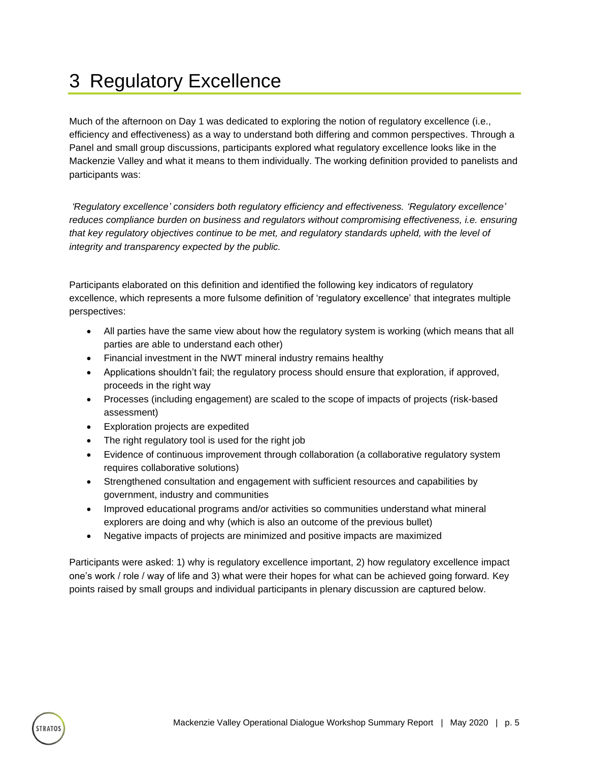# 3 Regulatory Excellence

Much of the afternoon on Day 1 was dedicated to exploring the notion of regulatory excellence (i.e., efficiency and effectiveness) as a way to understand both differing and common perspectives. Through a Panel and small group discussions, participants explored what regulatory excellence looks like in the Mackenzie Valley and what it means to them individually. The working definition provided to panelists and participants was:

*'Regulatory excellence' considers both regulatory efficiency and effectiveness. 'Regulatory excellence' reduces compliance burden on business and regulators without compromising effectiveness, i.e. ensuring that key regulatory objectives continue to be met, and regulatory standards upheld, with the level of integrity and transparency expected by the public.*

Participants elaborated on this definition and identified the following key indicators of regulatory excellence, which represents a more fulsome definition of 'regulatory excellence' that integrates multiple perspectives:

- All parties have the same view about how the regulatory system is working (which means that all parties are able to understand each other)
- Financial investment in the NWT mineral industry remains healthy
- Applications shouldn't fail; the regulatory process should ensure that exploration, if approved, proceeds in the right way
- Processes (including engagement) are scaled to the scope of impacts of projects (risk-based assessment)
- Exploration projects are expedited
- The right regulatory tool is used for the right job
- Evidence of continuous improvement through collaboration (a collaborative regulatory system requires collaborative solutions)
- Strengthened consultation and engagement with sufficient resources and capabilities by government, industry and communities
- Improved educational programs and/or activities so communities understand what mineral explorers are doing and why (which is also an outcome of the previous bullet)
- Negative impacts of projects are minimized and positive impacts are maximized

Participants were asked: 1) why is regulatory excellence important, 2) how regulatory excellence impact one's work / role / way of life and 3) what were their hopes for what can be achieved going forward. Key points raised by small groups and individual participants in plenary discussion are captured below.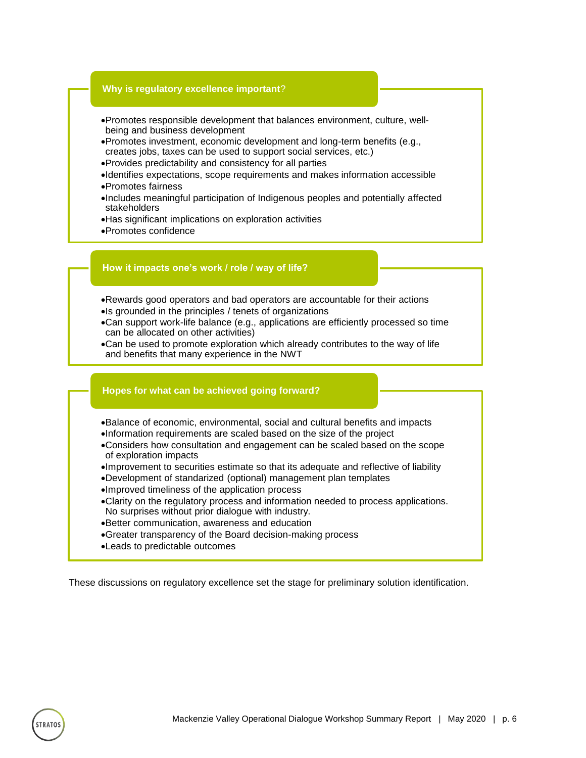**Why is regulatory excellence important?**

- Promotes responsible development that balances environment, culture, well-being and business development
- Promotes investment, economic development and long-term benefits (e.g., creates jobs, taxes can be used to support social services, etc.)
- Provides predictability and consistency for all parties
- Identifies expectations, scope requirements and makes information accessible
- Promotes fairness
- Includes meaningful participation of Indigenous peoples and potentially affected stakeholders
- Has significant implications on exploration activities
- Promotes confidence

**How it impacts one's work / role / way of life?**

- Rewards good operators and bad operators are accountable for their actions
- Is grounded in the principles / tenets of organizations
- Can support work-life balance (e.g., applications are efficiently processed so time can be allocated on other activities)
- Can be used to promote exploration which already contributes to the way of life and benefits that many experience in the NWT

**Hopes for what can be achieved going forward?**

- Balance of economic, environmental, social and cultural benefits and impacts
- Information requirements are scaled based on the size of the project
- Considers how consultation and engagement can be scaled based on the scope of exploration impacts
- Improvement to securities estimate so that its adequate and reflective of liability
- Development of standarized (optional) management plan templates
- Improved timeliness of the application process
- Clarity on the regulatory process and information needed to process applications. No surprises without prior dialogue with industry.
- Better communication, awareness and education
- Greater transparency of the Board decision-making process
- Leads to predictable outcomes

These discussions on regulatory excellence set the stage for preliminary solution identification.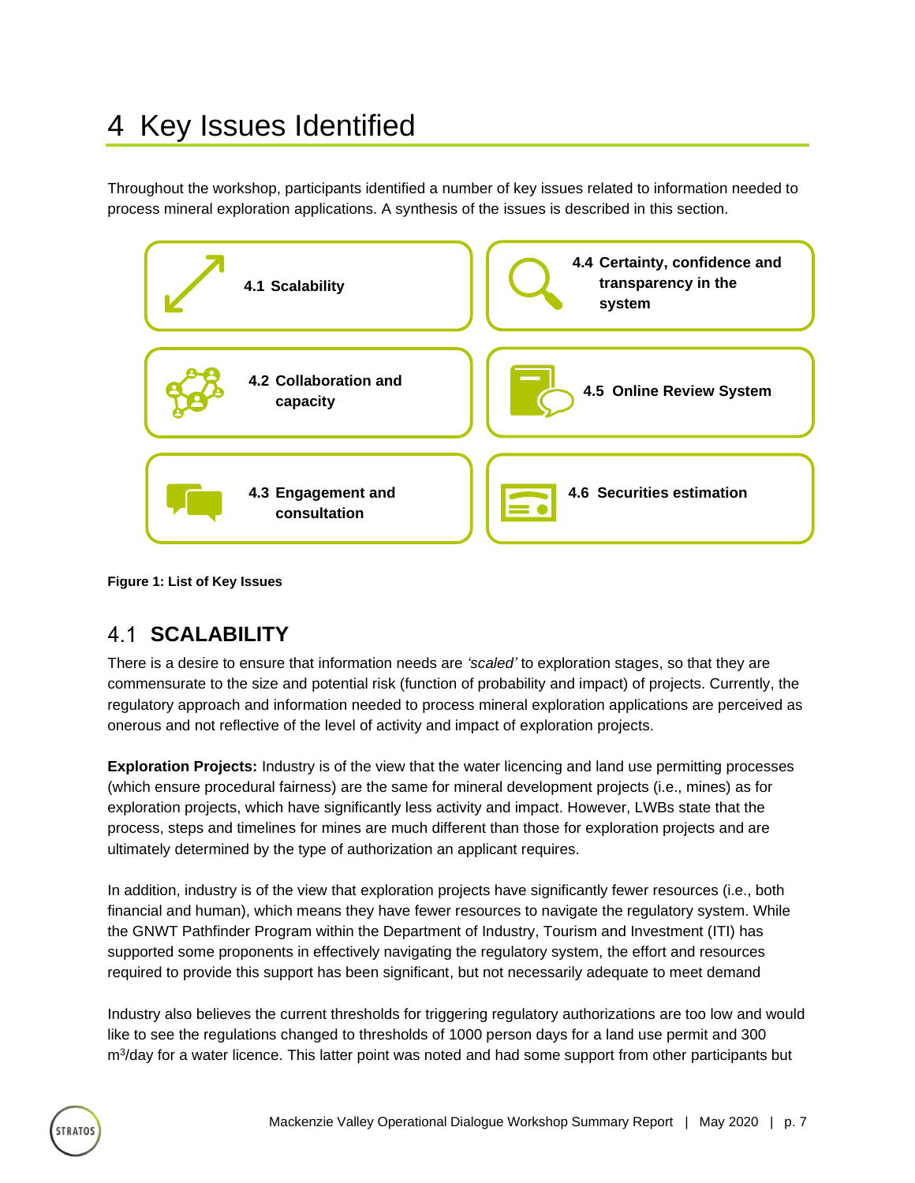# 4 Key Issues Identified

Throughout the workshop, participants identified a number of key issues related to information needed to process mineral exploration applications. A synthesis of the issues is described in this section.

- 4.1 Scalability
- 4.2 Collaboration and capacity
- 4.3 Engagement and consultation
- 4.4 Certainty, confidence and transparency in the system
- 4.5 Online Review System
- 4.6 Securities estimation

**Figure 1: List of Key Issues**

## 4.1 SCALABILITY

There is a desire to ensure that information needs are *'scaled'* to exploration stages, so that they are commensurate to the size and potential risk (function of probability and impact) of projects. Currently, the regulatory approach and information needed to process mineral exploration applications are perceived as onerous and not reflective of the level of activity and impact of exploration projects.

**Exploration Projects:** Industry is of the view that the water licencing and land use permitting processes (which ensure procedural fairness) are the same for mineral development projects (i.e., mines) as for exploration projects, which have significantly less activity and impact. However, LWBs state that the process, steps and timelines for mines are much different than those for exploration projects and are ultimately determined by the type of authorization an applicant requires.

In addition, industry is of the view that exploration projects have significantly fewer resources (i.e., both financial and human), which means they have fewer resources to navigate the regulatory system. While the GNWT Pathfinder Program within the Department of Industry, Tourism and Investment (ITI) has supported some proponents in effectively navigating the regulatory system, the effort and resources required to provide this support has been significant, but not necessarily adequate to meet demand

Industry also believes the current thresholds for triggering regulatory authorizations are too low and would like to see the regulations changed to thresholds of 1000 person days for a land use permit and 300 $m^3$/day for a water licence. This latter point was noted and had some support from other participants but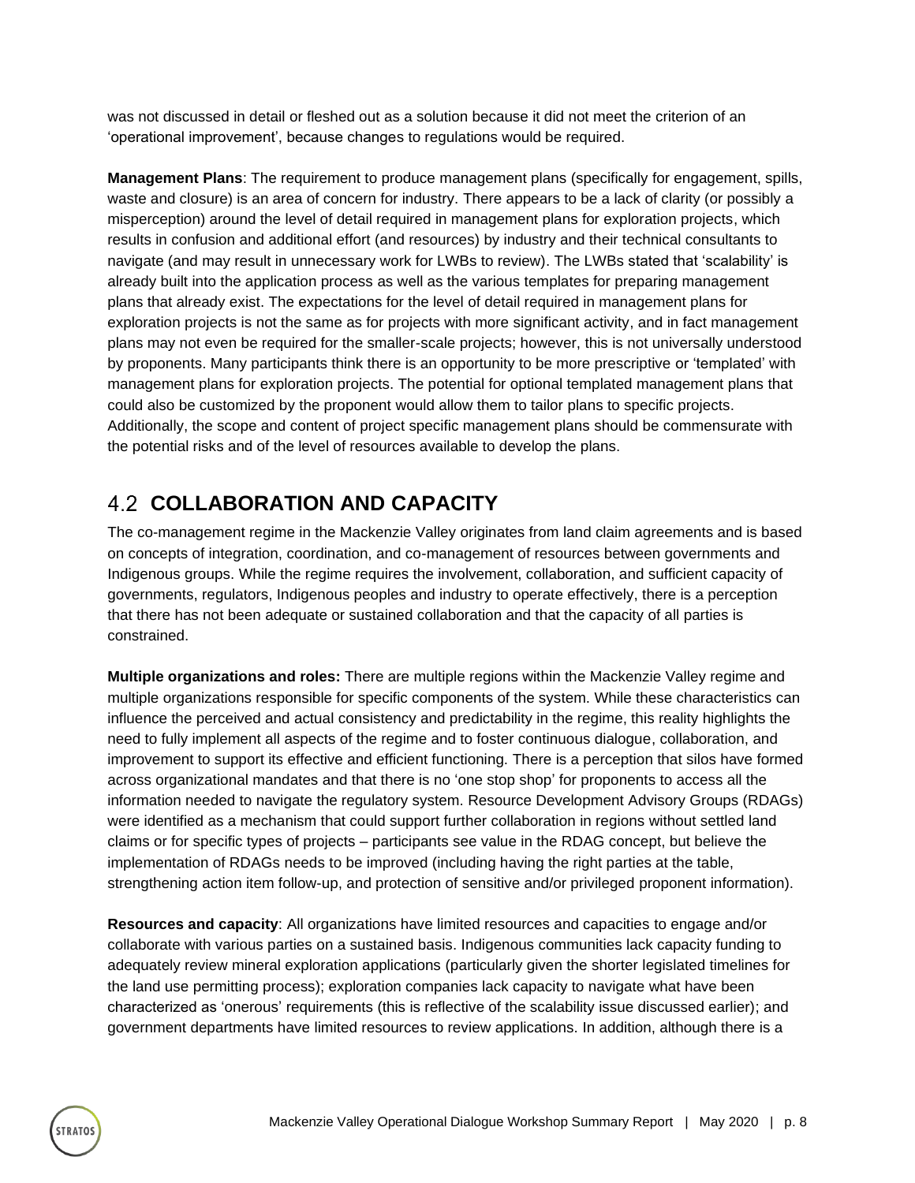was not discussed in detail or fleshed out as a solution because it did not meet the criterion of an 'operational improvement', because changes to regulations would be required.

**Management Plans**: The requirement to produce management plans (specifically for engagement, spills, waste and closure) is an area of concern for industry. There appears to be a lack of clarity (or possibly a misperception) around the level of detail required in management plans for exploration projects, which results in confusion and additional effort (and resources) by industry and their technical consultants to navigate (and may result in unnecessary work for LWBs to review). The LWBs stated that 'scalability' is already built into the application process as well as the various templates for preparing management plans that already exist. The expectations for the level of detail required in management plans for exploration projects is not the same as for projects with more significant activity, and in fact management plans may not even be required for the smaller-scale projects; however, this is not universally understood by proponents. Many participants think there is an opportunity to be more prescriptive or 'templated' with management plans for exploration projects. The potential for optional templated management plans that could also be customized by the proponent would allow them to tailor plans to specific projects. Additionally, the scope and content of project specific management plans should be commensurate with the potential risks and of the level of resources available to develop the plans.

## 4.2 COLLABORATION AND CAPACITY

The co-management regime in the Mackenzie Valley originates from land claim agreements and is based on concepts of integration, coordination, and co-management of resources between governments and Indigenous groups. While the regime requires the involvement, collaboration, and sufficient capacity of governments, regulators, Indigenous peoples and industry to operate effectively, there is a perception that there has not been adequate or sustained collaboration and that the capacity of all parties is constrained.

**Multiple organizations and roles:** There are multiple regions within the Mackenzie Valley regime and multiple organizations responsible for specific components of the system. While these characteristics can influence the perceived and actual consistency and predictability in the regime, this reality highlights the need to fully implement all aspects of the regime and to foster continuous dialogue, collaboration, and improvement to support its effective and efficient functioning. There is a perception that silos have formed across organizational mandates and that there is no 'one stop shop' for proponents to access all the information needed to navigate the regulatory system. Resource Development Advisory Groups (RDAGs) were identified as a mechanism that could support further collaboration in regions without settled land claims or for specific types of projects – participants see value in the RDAG concept, but believe the implementation of RDAGs needs to be improved (including having the right parties at the table, strengthening action item follow-up, and protection of sensitive and/or privileged proponent information).

**Resources and capacity**: All organizations have limited resources and capacities to engage and/or collaborate with various parties on a sustained basis. Indigenous communities lack capacity funding to adequately review mineral exploration applications (particularly given the shorter legislated timelines for the land use permitting process); exploration companies lack capacity to navigate what have been characterized as 'onerous' requirements (this is reflective of the scalability issue discussed earlier); and government departments have limited resources to review applications. In addition, although there is a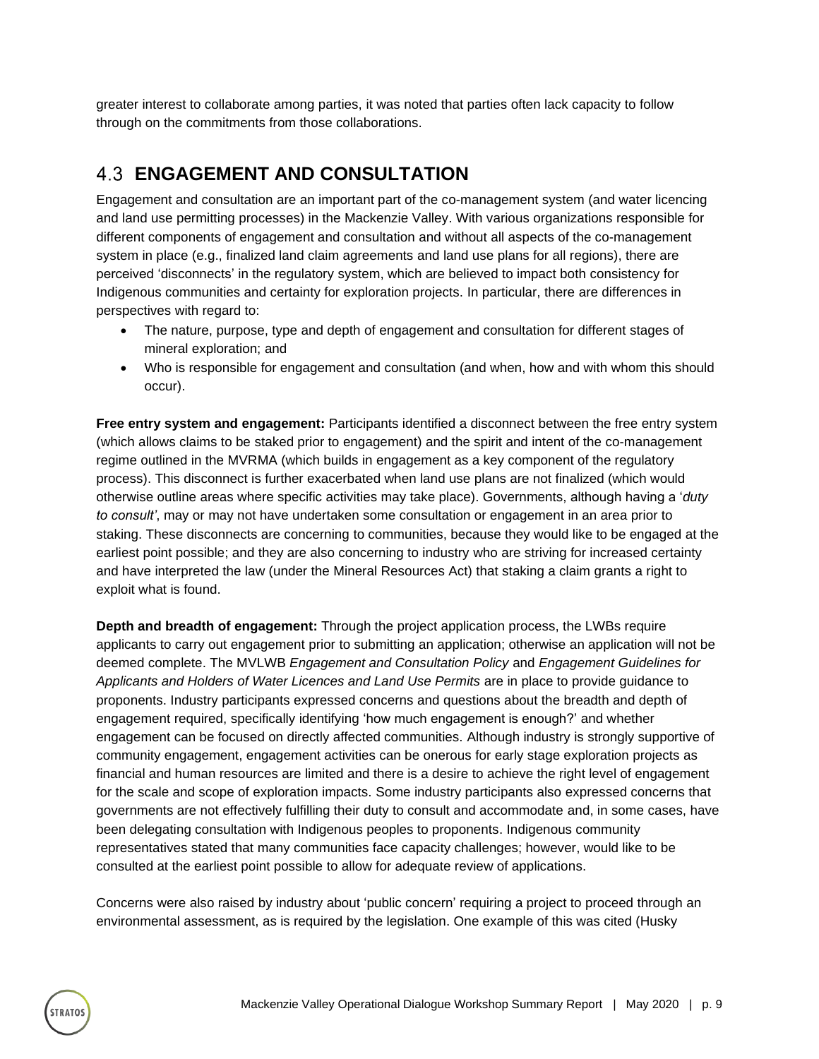greater interest to collaborate among parties, it was noted that parties often lack capacity to follow through on the commitments from those collaborations.

## 4.3 ENGAGEMENT AND CONSULTATION

Engagement and consultation are an important part of the co-management system (and water licencing and land use permitting processes) in the Mackenzie Valley. With various organizations responsible for different components of engagement and consultation and without all aspects of the co-management system in place (e.g., finalized land claim agreements and land use plans for all regions), there are perceived 'disconnects' in the regulatory system, which are believed to impact both consistency for Indigenous communities and certainty for exploration projects. In particular, there are differences in perspectives with regard to:

- The nature, purpose, type and depth of engagement and consultation for different stages of mineral exploration; and
- Who is responsible for engagement and consultation (and when, how and with whom this should occur).

**Free entry system and engagement:** Participants identified a disconnect between the free entry system (which allows claims to be staked prior to engagement) and the spirit and intent of the co-management regime outlined in the MVRMA (which builds in engagement as a key component of the regulatory process). This disconnect is further exacerbated when land use plans are not finalized (which would otherwise outline areas where specific activities may take place). Governments, although having a '*duty to consult*', may or may not have undertaken some consultation or engagement in an area prior to staking. These disconnects are concerning to communities, because they would like to be engaged at the earliest point possible; and they are also concerning to industry who are striving for increased certainty and have interpreted the law (under the Mineral Resources Act) that staking a claim grants a right to exploit what is found.

**Depth and breadth of engagement:** Through the project application process, the LWBs require applicants to carry out engagement prior to submitting an application; otherwise an application will not be deemed complete. The MVLWB *Engagement and Consultation Policy* and *Engagement Guidelines for Applicants and Holders of Water Licences and Land Use Permits* are in place to provide guidance to proponents. Industry participants expressed concerns and questions about the breadth and depth of engagement required, specifically identifying 'how much engagement is enough?' and whether engagement can be focused on directly affected communities. Although industry is strongly supportive of community engagement, engagement activities can be onerous for early stage exploration projects as financial and human resources are limited and there is a desire to achieve the right level of engagement for the scale and scope of exploration impacts. Some industry participants also expressed concerns that governments are not effectively fulfilling their duty to consult and accommodate and, in some cases, have been delegating consultation with Indigenous peoples to proponents. Indigenous community representatives stated that many communities face capacity challenges; however, would like to be consulted at the earliest point possible to allow for adequate review of applications.

Concerns were also raised by industry about 'public concern' requiring a project to proceed through an environmental assessment, as is required by the legislation. One example of this was cited (Husky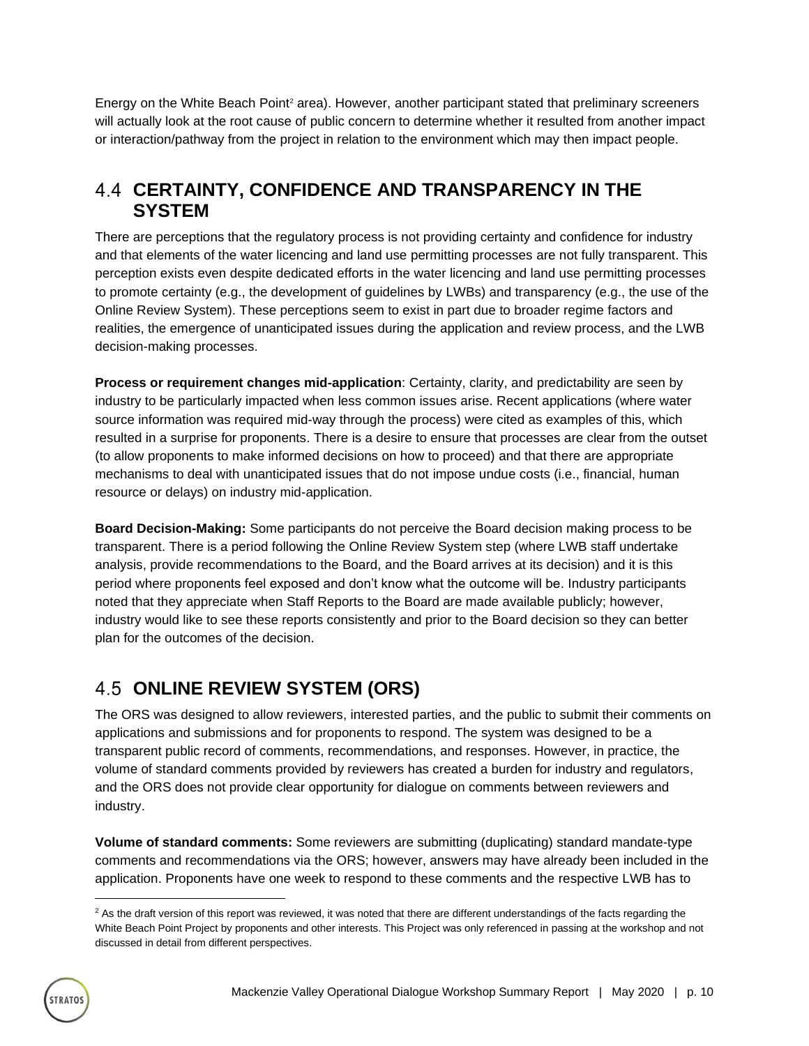Energy on the White Beach Point[2] area). However, another participant stated that preliminary screeners will actually look at the root cause of public concern to determine whether it resulted from another impact or interaction/pathway from the project in relation to the environment which may then impact people.

## 4.4 CERTAINTY, CONFIDENCE AND TRANSPARENCY IN THE SYSTEM

There are perceptions that the regulatory process is not providing certainty and confidence for industry and that elements of the water licencing and land use permitting processes are not fully transparent. This perception exists even despite dedicated efforts in the water licencing and land use permitting processes to promote certainty (e.g., the development of guidelines by LWBs) and transparency (e.g., the use of the Online Review System). These perceptions seem to exist in part due to broader regime factors and realities, the emergence of unanticipated issues during the application and review process, and the LWB decision-making processes.

**Process or requirement changes mid-application**: Certainty, clarity, and predictability are seen by industry to be particularly impacted when less common issues arise. Recent applications (where water source information was required mid-way through the process) were cited as examples of this, which resulted in a surprise for proponents. There is a desire to ensure that processes are clear from the outset (to allow proponents to make informed decisions on how to proceed) and that there are appropriate mechanisms to deal with unanticipated issues that do not impose undue costs (i.e., financial, human resource or delays) on industry mid-application.

**Board Decision-Making:** Some participants do not perceive the Board decision making process to be transparent. There is a period following the Online Review System step (where LWB staff undertake analysis, provide recommendations to the Board, and the Board arrives at its decision) and it is this period where proponents feel exposed and don't know what the outcome will be. Industry participants noted that they appreciate when Staff Reports to the Board are made available publicly; however, industry would like to see these reports consistently and prior to the Board decision so they can better plan for the outcomes of the decision.

## 4.5 ONLINE REVIEW SYSTEM (ORS)

The ORS was designed to allow reviewers, interested parties, and the public to submit their comments on applications and submissions and for proponents to respond. The system was designed to be a transparent public record of comments, recommendations, and responses. However, in practice, the volume of standard comments provided by reviewers has created a burden for industry and regulators, and the ORS does not provide clear opportunity for dialogue on comments between reviewers and industry.

**Volume of standard comments:** Some reviewers are submitting (duplicating) standard mandate-type comments and recommendations via the ORS; however, answers may have already been included in the application. Proponents have one week to respond to these comments and the respective LWB has to

[2] As the draft version of this report was reviewed, it was noted that there are different understandings of the facts regarding the White Beach Point Project by proponents and other interests. This Project was only referenced in passing at the workshop and not discussed in detail from different perspectives.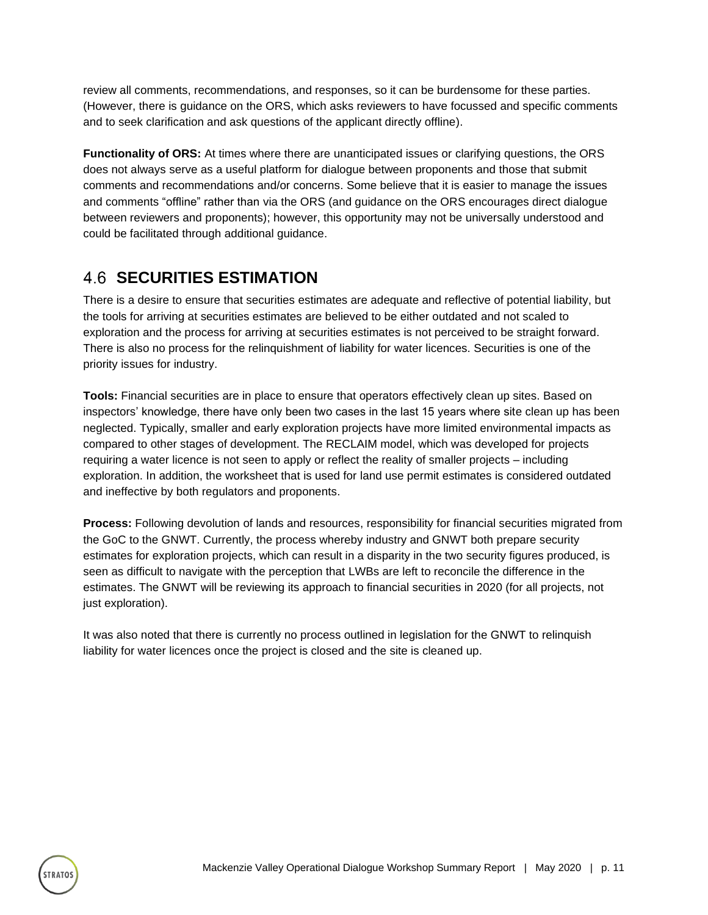review all comments, recommendations, and responses, so it can be burdensome for these parties. (However, there is guidance on the ORS, which asks reviewers to have focussed and specific comments and to seek clarification and ask questions of the applicant directly offline).

**Functionality of ORS:** At times where there are unanticipated issues or clarifying questions, the ORS does not always serve as a useful platform for dialogue between proponents and those that submit comments and recommendations and/or concerns. Some believe that it is easier to manage the issues and comments "offline" rather than via the ORS (and guidance on the ORS encourages direct dialogue between reviewers and proponents); however, this opportunity may not be universally understood and could be facilitated through additional guidance.

## 4.6 SECURITIES ESTIMATION

There is a desire to ensure that securities estimates are adequate and reflective of potential liability, but the tools for arriving at securities estimates are believed to be either outdated and not scaled to exploration and the process for arriving at securities estimates is not perceived to be straight forward. There is also no process for the relinquishment of liability for water licences. Securities is one of the priority issues for industry.

**Tools:** Financial securities are in place to ensure that operators effectively clean up sites. Based on inspectors' knowledge, there have only been two cases in the last 15 years where site clean up has been neglected. Typically, smaller and early exploration projects have more limited environmental impacts as compared to other stages of development. The RECLAIM model, which was developed for projects requiring a water licence is not seen to apply or reflect the reality of smaller projects – including exploration. In addition, the worksheet that is used for land use permit estimates is considered outdated and ineffective by both regulators and proponents.

**Process:** Following devolution of lands and resources, responsibility for financial securities migrated from the GoC to the GNWT. Currently, the process whereby industry and GNWT both prepare security estimates for exploration projects, which can result in a disparity in the two security figures produced, is seen as difficult to navigate with the perception that LWBs are left to reconcile the difference in the estimates. The GNWT will be reviewing its approach to financial securities in 2020 (for all projects, not just exploration).

It was also noted that there is currently no process outlined in legislation for the GNWT to relinquish liability for water licences once the project is closed and the site is cleaned up.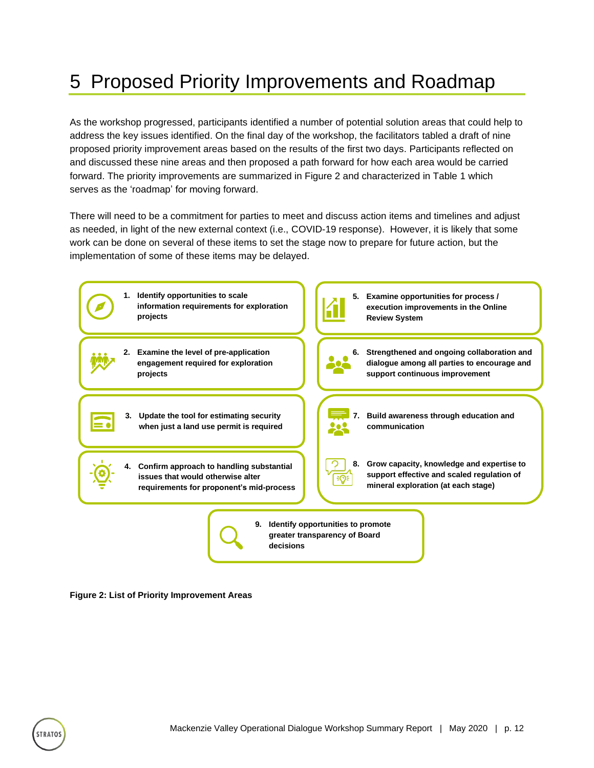# 5 Proposed Priority Improvements and Roadmap

As the workshop progressed, participants identified a number of potential solution areas that could help to address the key issues identified. On the final day of the workshop, the facilitators tabled a draft of nine proposed priority improvement areas based on the results of the first two days. Participants reflected on and discussed these nine areas and then proposed a path forward for how each area would be carried forward. The priority improvements are summarized in Figure 2 and characterized in Table 1 which serves as the 'roadmap' for moving forward.

There will need to be a commitment for parties to meet and discuss action items and timelines and adjust as needed, in light of the new external context (i.e., COVID-19 response). However, it is likely that some work can be done on several of these items to set the stage now to prepare for future action, but the implementation of some of these items may be delayed.

1. **Identify opportunities to scale information requirements for exploration projects**
2. **Examine the level of pre-application engagement required for exploration projects**
3. **Update the tool for estimating security when just a land use permit is required**
4. **Confirm approach to handling substantial issues that would otherwise alter requirements for proponent's mid-process**
5. **Examine opportunities for process / execution improvements in the Online Review System**
6. **Strengthened and ongoing collaboration and dialogue among all parties to encourage and support continuous improvement**
7. **Build awareness through education and communication**
8. **Grow capacity, knowledge and expertise to support effective and scaled regulation of mineral exploration (at each stage)**
9. **Identify opportunities to promote greater transparency of Board decisions**

**Figure 2: List of Priority Improvement Areas**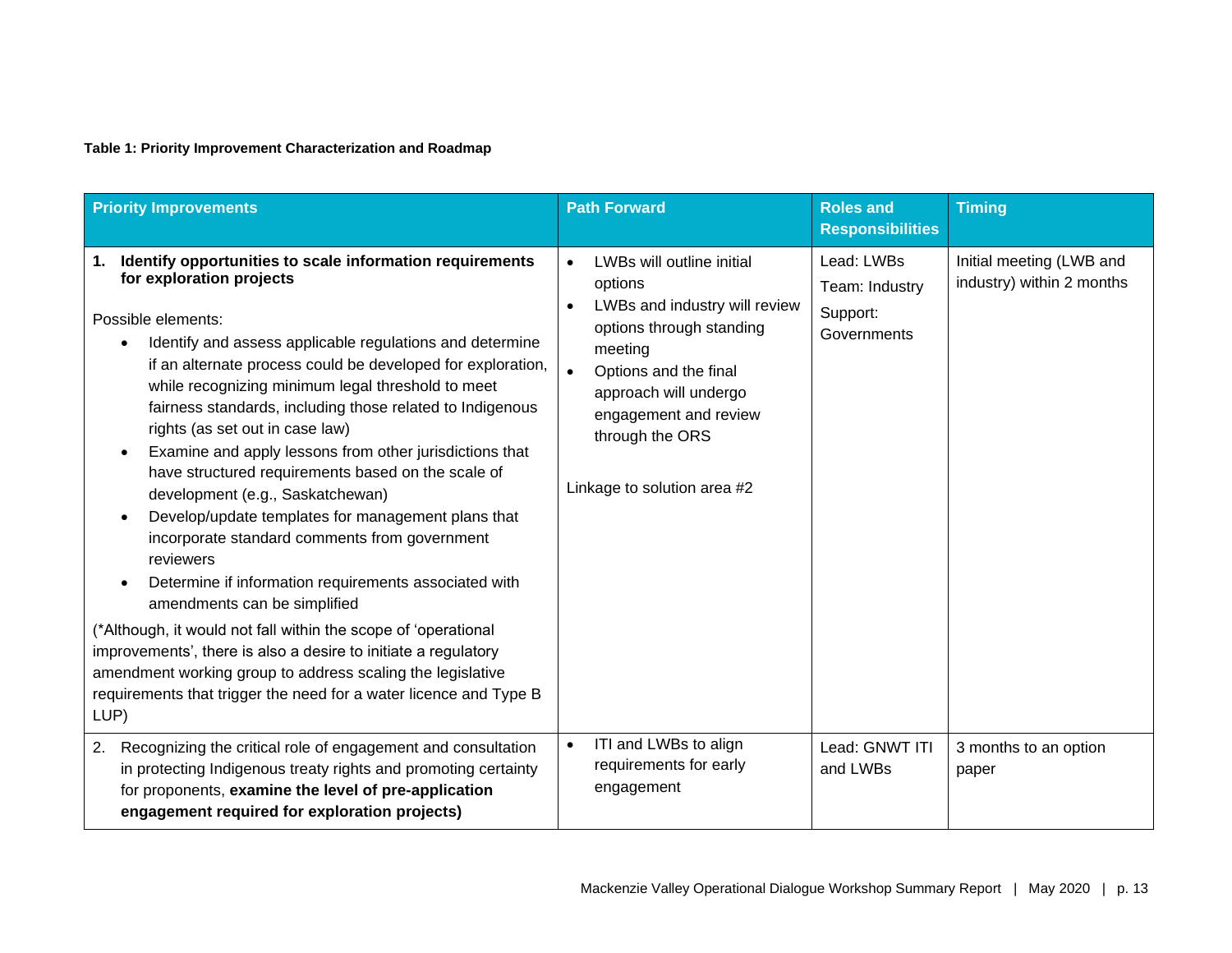**Table 1: Priority Improvement Characterization and Roadmap**

| Priority Improvements | Path Forward | Roles and Responsibilities | Timing |
|---|---|---|---|
| **1. Identify opportunities to scale information requirements for exploration projects**<br><br>Possible elements:<br>• Identify and assess applicable regulations and determine if an alternate process could be developed for exploration, while recognizing minimum legal threshold to meet fairness standards, including those related to Indigenous rights (as set out in case law)<br>• Examine and apply lessons from other jurisdictions that have structured requirements based on the scale of development (e.g., Saskatchewan)<br>• Develop/update templates for management plans that incorporate standard comments from government reviewers<br>• Determine if information requirements associated with amendments can be simplified<br><br>(*Although, it would not fall within the scope of 'operational improvements', there is also a desire to initiate a regulatory amendment working group to address scaling the legislative requirements that trigger the need for a water licence and Type B LUP) | • LWBs will outline initial options<br>• LWBs and industry will review options through standing meeting<br>• Options and the final approach will undergo engagement and review through the ORS<br><br>Linkage to solution area #2 | Lead: LWBs<br>Team: Industry<br>Support: Governments | Initial meeting (LWB and industry) within 2 months |
| 2. Recognizing the critical role of engagement and consultation in protecting Indigenous treaty rights and promoting certainty for proponents, **examine the level of pre-application engagement required for exploration projects)** | • ITI and LWBs to align requirements for early engagement | Lead: GNWT ITI and LWBs | 3 months to an option paper |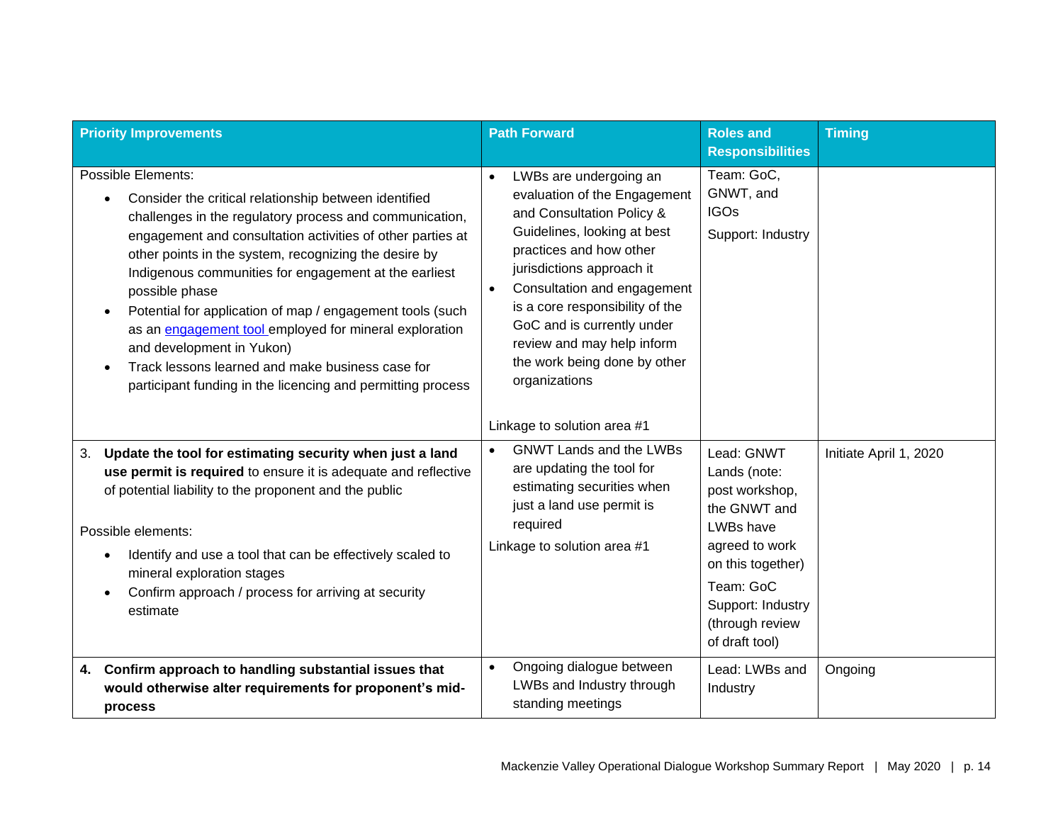| Priority Improvements | Path Forward | Roles and Responsibilities | Timing |
|---|---|---|---|
| Possible Elements:<br>• Consider the critical relationship between identified challenges in the regulatory process and communication, engagement and consultation activities of other parties at other points in the system, recognizing the desire by Indigenous communities for engagement at the earliest possible phase<br>• Potential for application of map / engagement tools (such as an engagement tool employed for mineral exploration and development in Yukon)<br>• Track lessons learned and make business case for participant funding in the licencing and permitting process | • LWBs are undergoing an evaluation of the Engagement and Consultation Policy & Guidelines, looking at best practices and how other jurisdictions approach it<br>• Consultation and engagement is a core responsibility of the GoC and is currently under review and may help inform the work being done by other organizations<br><br>Linkage to solution area #1 | Team: GoC, GNWT, and IGOs<br>Support: Industry | |
| 3. **Update the tool for estimating security when just a land use permit is required** to ensure it is adequate and reflective of potential liability to the proponent and the public<br><br>Possible elements:<br>• Identify and use a tool that can be effectively scaled to mineral exploration stages<br>• Confirm approach / process for arriving at security estimate | • GNWT Lands and the LWBs are updating the tool for estimating securities when just a land use permit is required<br>Linkage to solution area #1 | Lead: GNWT Lands (note: post workshop, the GNWT and LWBs have agreed to work on this together)<br>Team: GoC<br>Support: Industry (through review of draft tool) | Initiate April 1, 2020 |
| **4. Confirm approach to handling substantial issues that would otherwise alter requirements for proponent's mid-process** | • Ongoing dialogue between LWBs and Industry through standing meetings | Lead: LWBs and Industry | Ongoing |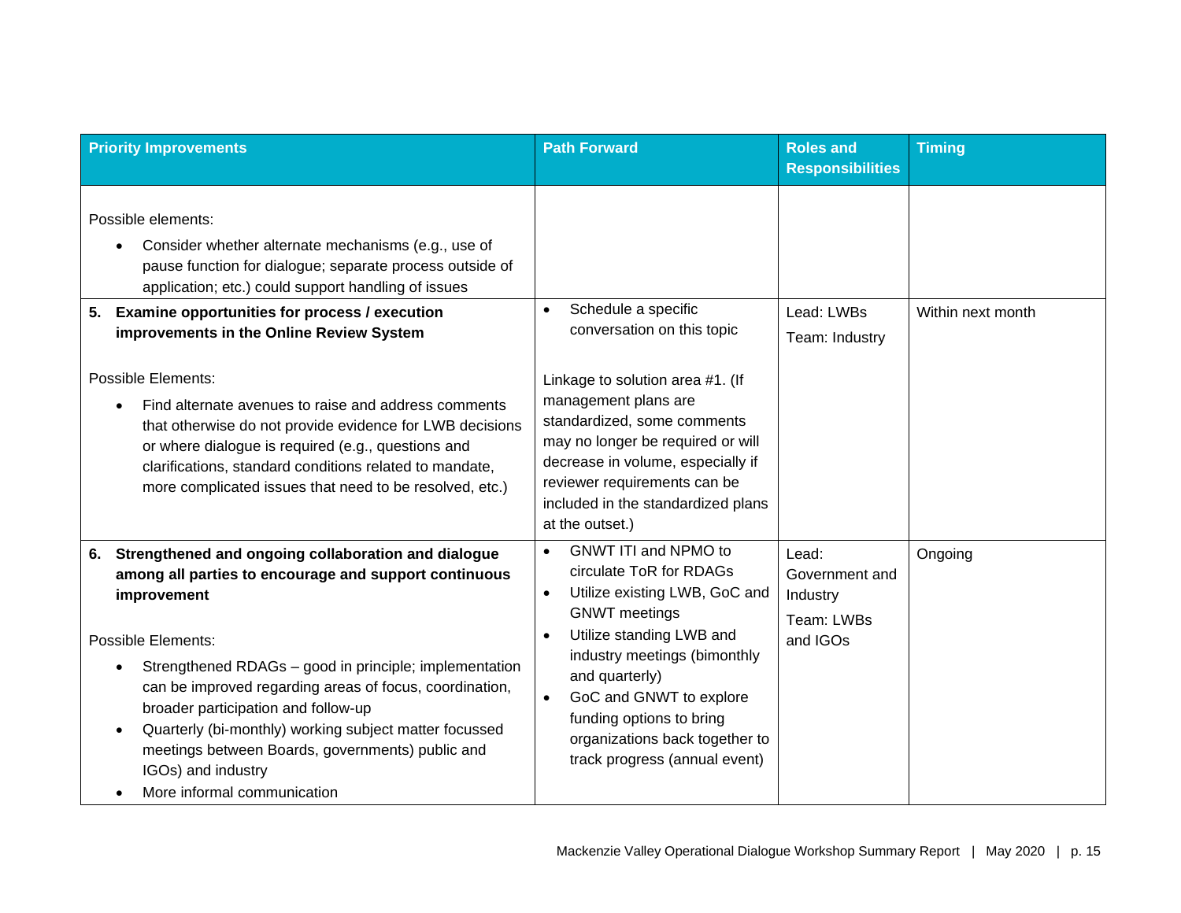| Priority Improvements | Path Forward | Roles and Responsibilities | Timing |
|---|---|---|---|
| Possible elements:<br>• Consider whether alternate mechanisms (e.g., use of pause function for dialogue; separate process outside of application; etc.) could support handling of issues | | | |
| **5. Examine opportunities for process / execution improvements in the Online Review System**<br><br>Possible Elements:<br>• Find alternate avenues to raise and address comments that otherwise do not provide evidence for LWB decisions or where dialogue is required (e.g., questions and clarifications, standard conditions related to mandate, more complicated issues that need to be resolved, etc.) | • Schedule a specific conversation on this topic<br><br>Linkage to solution area #1. (If management plans are standardized, some comments may no longer be required or will decrease in volume, especially if reviewer requirements can be included in the standardized plans at the outset.) | Lead: LWBs<br>Team: Industry | Within next month |
| **6. Strengthened and ongoing collaboration and dialogue among all parties to encourage and support continuous improvement**<br><br>Possible Elements:<br>• Strengthened RDAGs – good in principle; implementation can be improved regarding areas of focus, coordination, broader participation and follow-up<br>• Quarterly (bi-monthly) working subject matter focussed meetings between Boards, governments) public and IGOs) and industry<br>• More informal communication | • GNWT ITI and NPMO to circulate ToR for RDAGs<br>• Utilize existing LWB, GoC and GNWT meetings<br>• Utilize standing LWB and industry meetings (bimonthly and quarterly)<br>• GoC and GNWT to explore funding options to bring organizations back together to track progress (annual event) | Lead: Government and Industry<br>Team: LWBs and IGOs | Ongoing |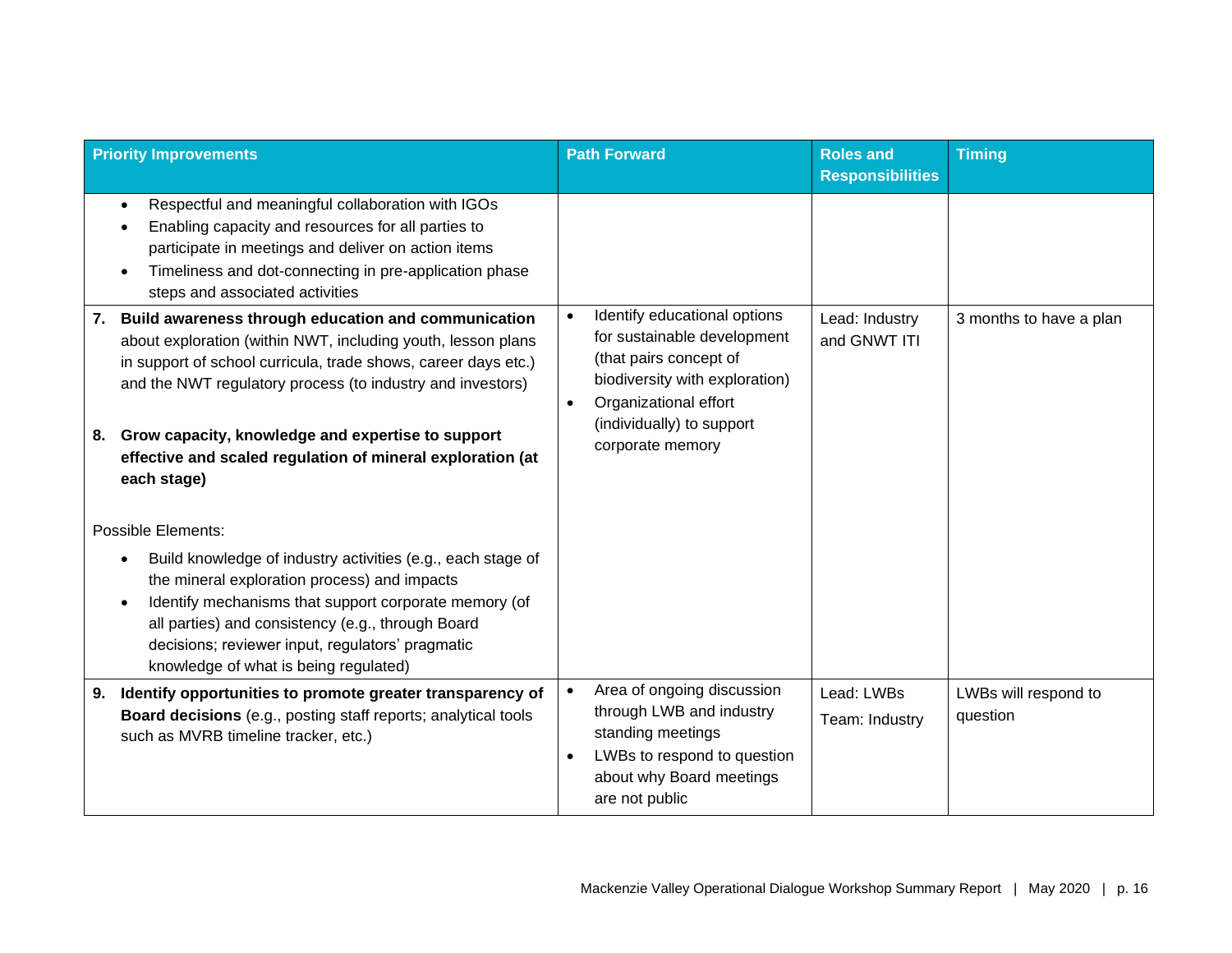| Priority Improvements | Path Forward | Roles and Responsibilities | Timing |
|---|---|---|---|
| • Respectful and meaningful collaboration with IGOs<br>• Enabling capacity and resources for all parties to participate in meetings and deliver on action items<br>• Timeliness and dot-connecting in pre-application phase steps and associated activities | | | |
| **7. Build awareness through education and communication** about exploration (within NWT, including youth, lesson plans in support of school curricula, trade shows, career days etc.) and the NWT regulatory process (to industry and investors)<br><br>**8. Grow capacity, knowledge and expertise to support effective and scaled regulation of mineral exploration (at each stage)**<br><br>Possible Elements:<br>• Build knowledge of industry activities (e.g., each stage of the mineral exploration process) and impacts<br>• Identify mechanisms that support corporate memory (of all parties) and consistency (e.g., through Board decisions; reviewer input, regulators' pragmatic knowledge of what is being regulated) | • Identify educational options for sustainable development (that pairs concept of biodiversity with exploration)<br>• Organizational effort (individually) to support corporate memory | Lead: Industry and GNWT ITI | 3 months to have a plan |
| **9. Identify opportunities to promote greater transparency of Board decisions** (e.g., posting staff reports; analytical tools such as MVRB timeline tracker, etc.) | • Area of ongoing discussion through LWB and industry standing meetings<br>• LWBs to respond to question about why Board meetings are not public | Lead: LWBs<br>Team: Industry | LWBs will respond to question |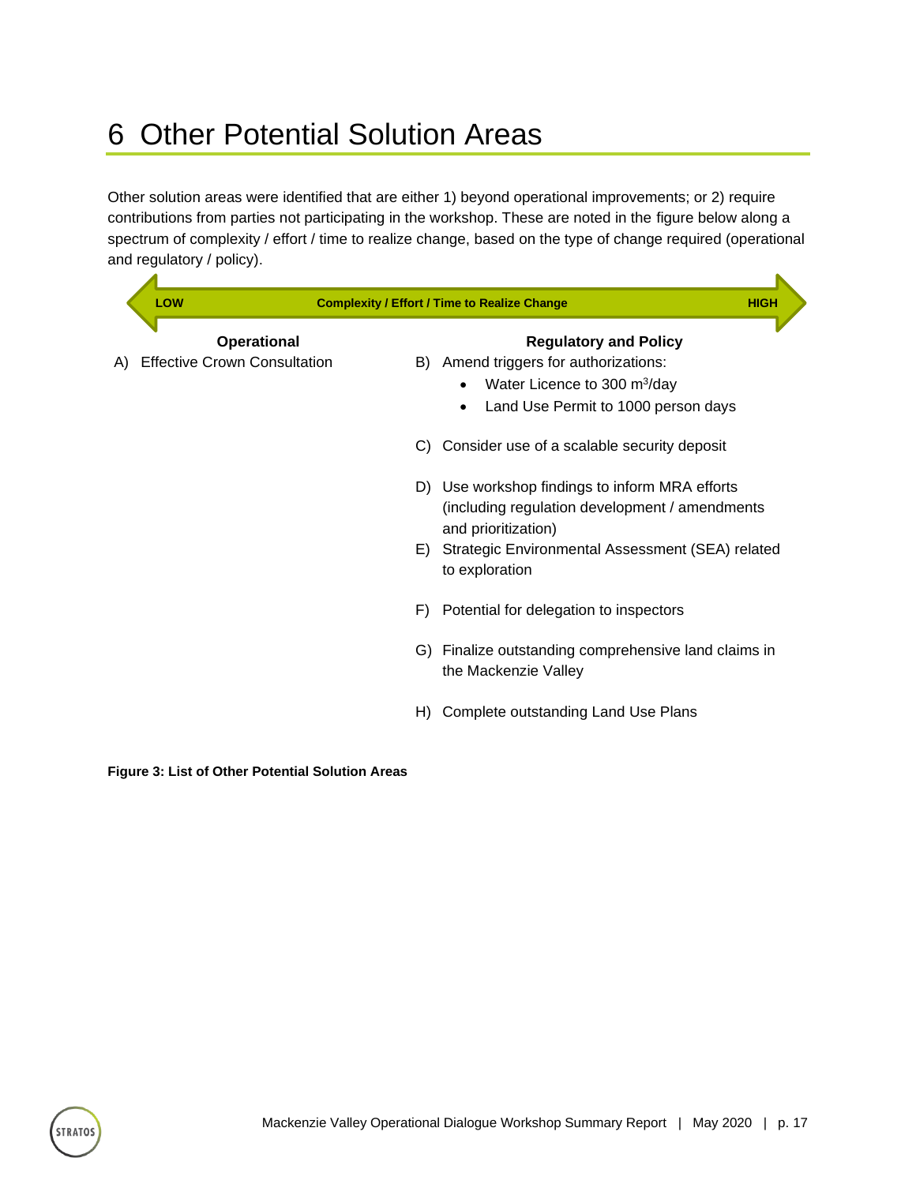# 6 Other Potential Solution Areas

Other solution areas were identified that are either 1) beyond operational improvements; or 2) require contributions from parties not participating in the workshop. These are noted in the figure below along a spectrum of complexity / effort / time to realize change, based on the type of change required (operational and regulatory / policy).

**LOW** — **Complexity / Effort / Time to Realize Change** — **HIGH**

**Operational**

A) Effective Crown Consultation

**Regulatory and Policy**

B) Amend triggers for authorizations:
- Water Licence to 300 $m^3$/day
- Land Use Permit to 1000 person days

C) Consider use of a scalable security deposit

D) Use workshop findings to inform MRA efforts (including regulation development / amendments and prioritization)

E) Strategic Environmental Assessment (SEA) related to exploration

F) Potential for delegation to inspectors

G) Finalize outstanding comprehensive land claims in the Mackenzie Valley

H) Complete outstanding Land Use Plans

**Figure 3: List of Other Potential Solution Areas**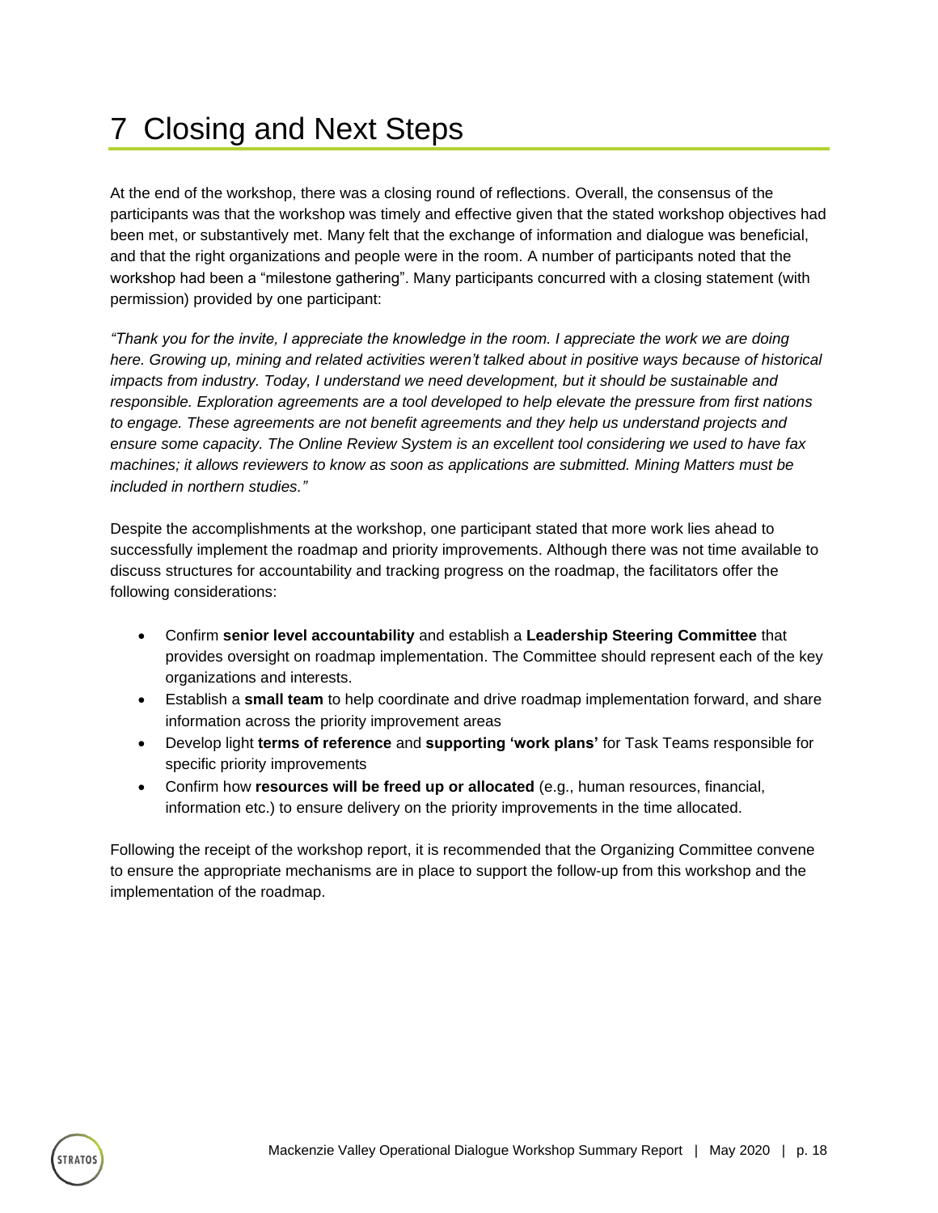# 7 Closing and Next Steps

At the end of the workshop, there was a closing round of reflections. Overall, the consensus of the participants was that the workshop was timely and effective given that the stated workshop objectives had been met, or substantively met. Many felt that the exchange of information and dialogue was beneficial, and that the right organizations and people were in the room. A number of participants noted that the workshop had been a "milestone gathering". Many participants concurred with a closing statement (with permission) provided by one participant:

*"Thank you for the invite, I appreciate the knowledge in the room. I appreciate the work we are doing here. Growing up, mining and related activities weren't talked about in positive ways because of historical impacts from industry. Today, I understand we need development, but it should be sustainable and responsible. Exploration agreements are a tool developed to help elevate the pressure from first nations to engage. These agreements are not benefit agreements and they help us understand projects and ensure some capacity. The Online Review System is an excellent tool considering we used to have fax machines; it allows reviewers to know as soon as applications are submitted. Mining Matters must be included in northern studies."*

Despite the accomplishments at the workshop, one participant stated that more work lies ahead to successfully implement the roadmap and priority improvements. Although there was not time available to discuss structures for accountability and tracking progress on the roadmap, the facilitators offer the following considerations:

- Confirm **senior level accountability** and establish a **Leadership Steering Committee** that provides oversight on roadmap implementation. The Committee should represent each of the key organizations and interests.
- Establish a **small team** to help coordinate and drive roadmap implementation forward, and share information across the priority improvement areas
- Develop light **terms of reference** and **supporting 'work plans'** for Task Teams responsible for specific priority improvements
- Confirm how **resources will be freed up or allocated** (e.g., human resources, financial, information etc.) to ensure delivery on the priority improvements in the time allocated.

Following the receipt of the workshop report, it is recommended that the Organizing Committee convene to ensure the appropriate mechanisms are in place to support the follow-up from this workshop and the implementation of the roadmap.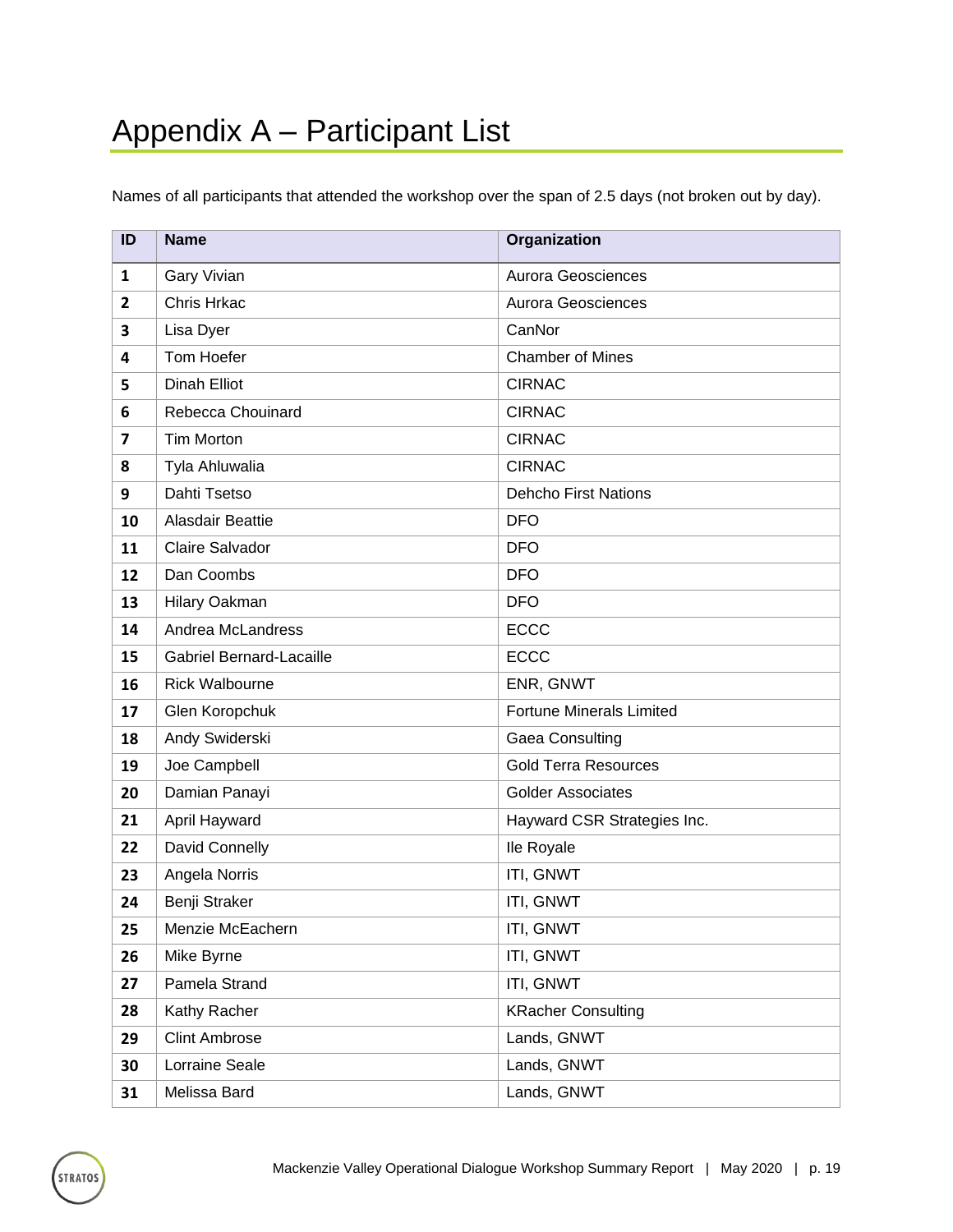# Appendix A – Participant List

Names of all participants that attended the workshop over the span of 2.5 days (not broken out by day).

| ID | Name | Organization |
|---|---|---|
| **1** | Gary Vivian | Aurora Geosciences |
| **2** | Chris Hrkac | Aurora Geosciences |
| **3** | Lisa Dyer | CanNor |
| **4** | Tom Hoefer | Chamber of Mines |
| **5** | Dinah Elliot | CIRNAC |
| **6** | Rebecca Chouinard | CIRNAC |
| **7** | Tim Morton | CIRNAC |
| **8** | Tyla Ahluwalia | CIRNAC |
| **9** | Dahti Tsetso | Dehcho First Nations |
| **10** | Alasdair Beattie | DFO |
| **11** | Claire Salvador | DFO |
| **12** | Dan Coombs | DFO |
| **13** | Hilary Oakman | DFO |
| **14** | Andrea McLandress | ECCC |
| **15** | Gabriel Bernard-Lacaille | ECCC |
| **16** | Rick Walbourne | ENR, GNWT |
| **17** | Glen Koropchuk | Fortune Minerals Limited |
| **18** | Andy Swiderski | Gaea Consulting |
| **19** | Joe Campbell | Gold Terra Resources |
| **20** | Damian Panayi | Golder Associates |
| **21** | April Hayward | Hayward CSR Strategies Inc. |
| **22** | David Connelly | Ile Royale |
| **23** | Angela Norris | ITI, GNWT |
| **24** | Benji Straker | ITI, GNWT |
| **25** | Menzie McEachern | ITI, GNWT |
| **26** | Mike Byrne | ITI, GNWT |
| **27** | Pamela Strand | ITI, GNWT |
| **28** | Kathy Racher | KRacher Consulting |
| **29** | Clint Ambrose | Lands, GNWT |
| **30** | Lorraine Seale | Lands, GNWT |
| **31** | Melissa Bard | Lands, GNWT |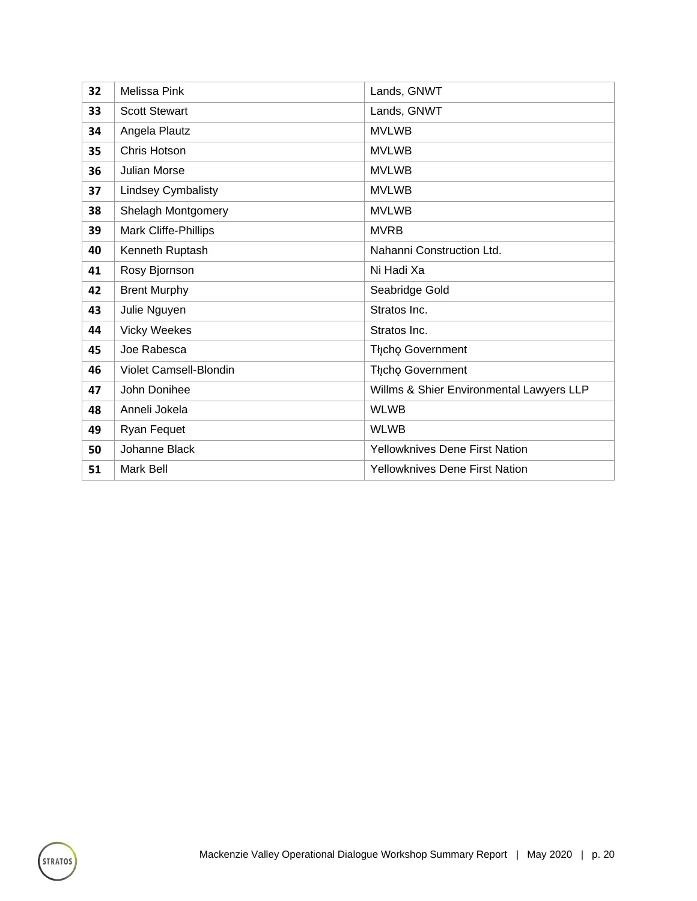| 32 | Melissa Pink | Lands, GNWT |
|---|---|---|
| 33 | Scott Stewart | Lands, GNWT |
| 34 | Angela Plautz | MVLWB |
| 35 | Chris Hotson | MVLWB |
| 36 | Julian Morse | MVLWB |
| 37 | Lindsey Cymbalisty | MVLWB |
| 38 | Shelagh Montgomery | MVLWB |
| 39 | Mark Cliffe-Phillips | MVRB |
| 40 | Kenneth Ruptash | Nahanni Construction Ltd. |
| 41 | Rosy Bjornson | Ni Hadi Xa |
| 42 | Brent Murphy | Seabridge Gold |
| 43 | Julie Nguyen | Stratos Inc. |
| 44 | Vicky Weekes | Stratos Inc. |
| 45 | Joe Rabesca | Tłı̨chǫ Government |
| 46 | Violet Camsell-Blondin | Tłı̨chǫ Government |
| 47 | John Donihee | Willms & Shier Environmental Lawyers LLP |
| 48 | Anneli Jokela | WLWB |
| 49 | Ryan Fequet | WLWB |
| 50 | Johanne Black | Yellowknives Dene First Nation |
| 51 | Mark Bell | Yellowknives Dene First Nation |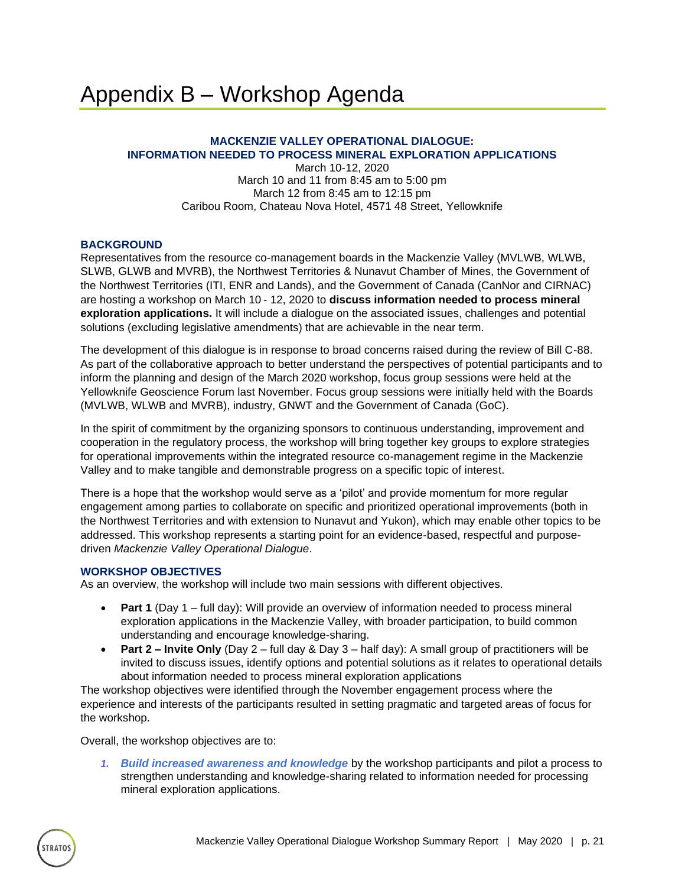# Appendix B – Workshop Agenda

**MACKENZIE VALLEY OPERATIONAL DIALOGUE:**
**INFORMATION NEEDED TO PROCESS MINERAL EXPLORATION APPLICATIONS**

March 10-12, 2020
March 10 and 11 from 8:45 am to 5:00 pm
March 12 from 8:45 am to 12:15 pm
Caribou Room, Chateau Nova Hotel, 4571 48 Street, Yellowknife

### BACKGROUND

Representatives from the resource co-management boards in the Mackenzie Valley (MVLWB, WLWB, SLWB, GLWB and MVRB), the Northwest Territories & Nunavut Chamber of Mines, the Government of the Northwest Territories (ITI, ENR and Lands), and the Government of Canada (CanNor and CIRNAC) are hosting a workshop on March 10 - 12, 2020 to **discuss information needed to process mineral exploration applications.** It will include a dialogue on the associated issues, challenges and potential solutions (excluding legislative amendments) that are achievable in the near term.

The development of this dialogue is in response to broad concerns raised during the review of Bill C-88. As part of the collaborative approach to better understand the perspectives of potential participants and to inform the planning and design of the March 2020 workshop, focus group sessions were held at the Yellowknife Geoscience Forum last November. Focus group sessions were initially held with the Boards (MVLWB, WLWB and MVRB), industry, GNWT and the Government of Canada (GoC).

In the spirit of commitment by the organizing sponsors to continuous understanding, improvement and cooperation in the regulatory process, the workshop will bring together key groups to explore strategies for operational improvements within the integrated resource co-management regime in the Mackenzie Valley and to make tangible and demonstrable progress on a specific topic of interest.

There is a hope that the workshop would serve as a 'pilot' and provide momentum for more regular engagement among parties to collaborate on specific and prioritized operational improvements (both in the Northwest Territories and with extension to Nunavut and Yukon), which may enable other topics to be addressed. This workshop represents a starting point for an evidence-based, respectful and purpose-driven *Mackenzie Valley Operational Dialogue*.

### WORKSHOP OBJECTIVES

As an overview, the workshop will include two main sessions with different objectives.

- **Part 1** (Day 1 – full day): Will provide an overview of information needed to process mineral exploration applications in the Mackenzie Valley, with broader participation, to build common understanding and encourage knowledge-sharing.
- **Part 2 – Invite Only** (Day 2 – full day & Day 3 – half day): A small group of practitioners will be invited to discuss issues, identify options and potential solutions as it relates to operational details about information needed to process mineral exploration applications

The workshop objectives were identified through the November engagement process where the experience and interests of the participants resulted in setting pragmatic and targeted areas of focus for the workshop.

Overall, the workshop objectives are to:

1. ***Build increased awareness and knowledge*** by the workshop participants and pilot a process to strengthen understanding and knowledge-sharing related to information needed for processing mineral exploration applications.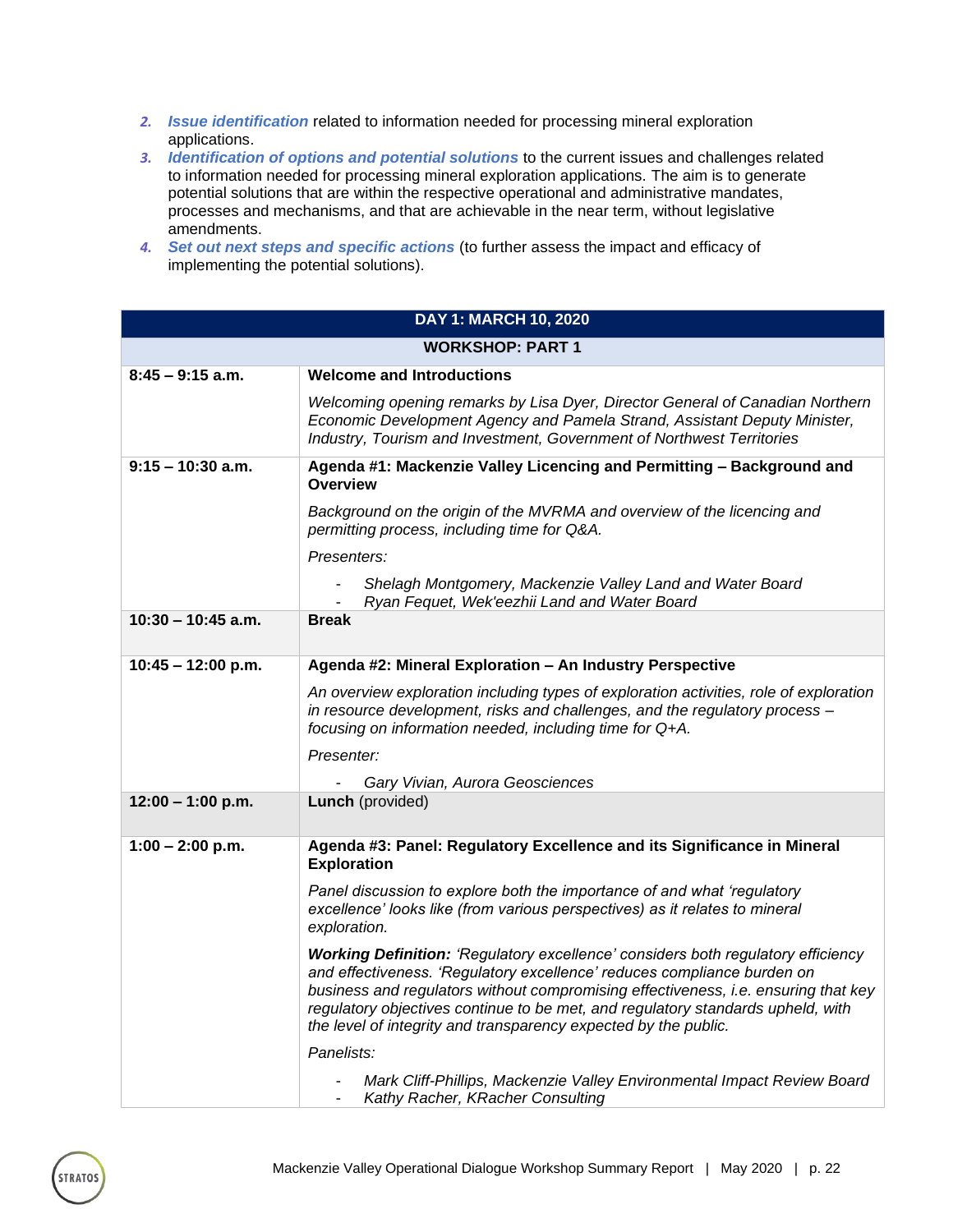2. ***Issue identification*** related to information needed for processing mineral exploration applications.
3. ***Identification of options and potential solutions*** to the current issues and challenges related to information needed for processing mineral exploration applications. The aim is to generate potential solutions that are within the respective operational and administrative mandates, processes and mechanisms, and that are achievable in the near term, without legislative amendments.
4. ***Set out next steps and specific actions*** (to further assess the impact and efficacy of implementing the potential solutions).

| **DAY 1: MARCH 10, 2020** | |
|---|---|
| **WORKSHOP: PART 1** | |
| **8:45 – 9:15 a.m.** | **Welcome and Introductions**<br><br>*Welcoming opening remarks by Lisa Dyer, Director General of Canadian Northern Economic Development Agency and Pamela Strand, Assistant Deputy Minister, Industry, Tourism and Investment, Government of Northwest Territories* |
| **9:15 – 10:30 a.m.** | **Agenda #1: Mackenzie Valley Licencing and Permitting – Background and Overview**<br><br>*Background on the origin of the MVRMA and overview of the licencing and permitting process, including time for Q&A.*<br><br>*Presenters:*<br><br>- *Shelagh Montgomery, Mackenzie Valley Land and Water Board*<br>- *Ryan Fequet, Wek'eezhii Land and Water Board* |
| **10:30 – 10:45 a.m.** | **Break** |
| **10:45 – 12:00 p.m.** | **Agenda #2: Mineral Exploration – An Industry Perspective**<br><br>*An overview exploration including types of exploration activities, role of exploration in resource development, risks and challenges, and the regulatory process – focusing on information needed, including time for Q+A.*<br><br>*Presenter:*<br><br>- *Gary Vivian, Aurora Geosciences* |
| **12:00 – 1:00 p.m.** | **Lunch** (provided) |
| **1:00 – 2:00 p.m.** | **Agenda #3: Panel: Regulatory Excellence and its Significance in Mineral Exploration**<br><br>*Panel discussion to explore both the importance of and what 'regulatory excellence' looks like (from various perspectives) as it relates to mineral exploration.*<br><br>***Working Definition:*** *'Regulatory excellence' considers both regulatory efficiency and effectiveness. 'Regulatory excellence' reduces compliance burden on business and regulators without compromising effectiveness, i.e. ensuring that key regulatory objectives continue to be met, and regulatory standards upheld, with the level of integrity and transparency expected by the public.*<br><br>*Panelists:*<br><br>- *Mark Cliff-Phillips, Mackenzie Valley Environmental Impact Review Board*<br>- *Kathy Racher, KRacher Consulting* |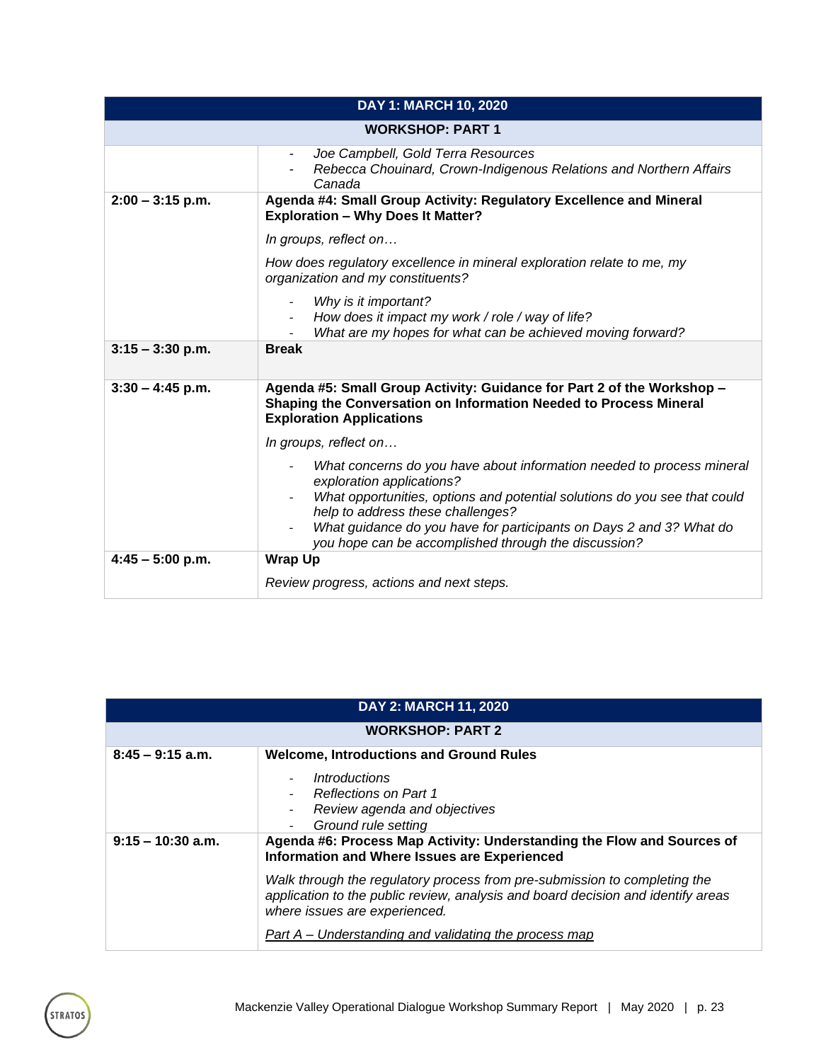| DAY 1: MARCH 10, 2020 | |
|---|---|
| **WORKSHOP: PART 1** | |
| | - *Joe Campbell, Gold Terra Resources*<br>- *Rebecca Chouinard, Crown-Indigenous Relations and Northern Affairs Canada* |
| **2:00 – 3:15 p.m.** | **Agenda #4: Small Group Activity: Regulatory Excellence and Mineral Exploration – Why Does It Matter?**<br>*In groups, reflect on…*<br>*How does regulatory excellence in mineral exploration relate to me, my organization and my constituents?*<br>- *Why is it important?*<br>- *How does it impact my work / role / way of life?*<br>- *What are my hopes for what can be achieved moving forward?* |
| **3:15 – 3:30 p.m.** | **Break** |
| **3:30 – 4:45 p.m.** | **Agenda #5: Small Group Activity: Guidance for Part 2 of the Workshop – Shaping the Conversation on Information Needed to Process Mineral Exploration Applications**<br>*In groups, reflect on…*<br>- *What concerns do you have about information needed to process mineral exploration applications?*<br>- *What opportunities, options and potential solutions do you see that could help to address these challenges?*<br>- *What guidance do you have for participants on Days 2 and 3? What do you hope can be accomplished through the discussion?* |
| **4:45 – 5:00 p.m.** | **Wrap Up**<br>*Review progress, actions and next steps.* |

| DAY 2: MARCH 11, 2020 | |
|---|---|
| **WORKSHOP: PART 2** | |
| **8:45 – 9:15 a.m.** | **Welcome, Introductions and Ground Rules**<br>- *Introductions*<br>- *Reflections on Part 1*<br>- *Review agenda and objectives*<br>- *Ground rule setting* |
| **9:15 – 10:30 a.m.** | **Agenda #6: Process Map Activity: Understanding the Flow and Sources of Information and Where Issues are Experienced**<br>*Walk through the regulatory process from pre-submission to completing the application to the public review, analysis and board decision and identify areas where issues are experienced.*<br>*<u>Part A – Understanding and validating the process map</u>* |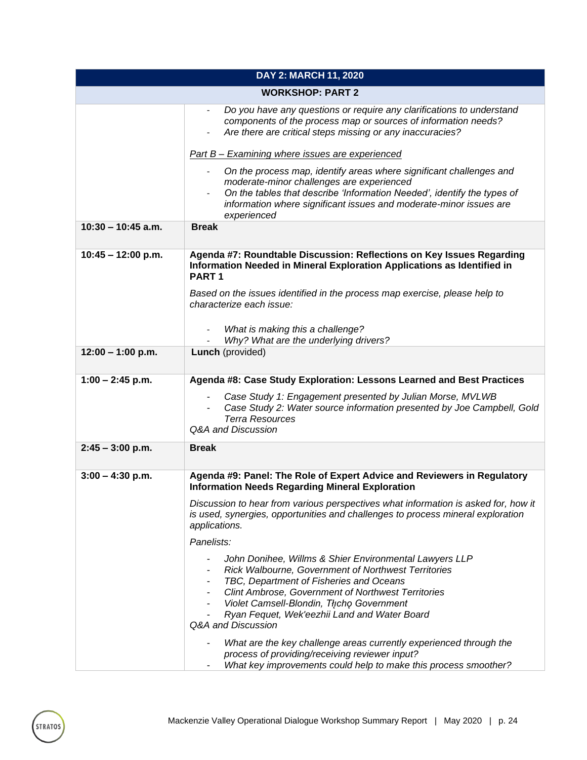| DAY 2: MARCH 11, 2020 | |
|---|---|
| **WORKSHOP: PART 2** | |
| | - *Do you have any questions or require any clarifications to understand components of the process map or sources of information needs?*<br>- *Are there are critical steps missing or any inaccuracies?*<br><br>*Part B – Examining where issues are experienced*<br><br>- *On the process map, identify areas where significant challenges and moderate-minor challenges are experienced*<br>- *On the tables that describe 'Information Needed', identify the types of information where significant issues and moderate-minor issues are experienced* |
| **10:30 – 10:45 a.m.** | **Break** |
| **10:45 – 12:00 p.m.** | **Agenda #7: Roundtable Discussion: Reflections on Key Issues Regarding Information Needed in Mineral Exploration Applications as Identified in PART 1**<br><br>*Based on the issues identified in the process map exercise, please help to characterize each issue:*<br><br>- *What is making this a challenge?*<br>- *Why? What are the underlying drivers?* |
| **12:00 – 1:00 p.m.** | **Lunch** (provided) |
| **1:00 – 2:45 p.m.** | **Agenda #8: Case Study Exploration: Lessons Learned and Best Practices**<br><br>- *Case Study 1: Engagement presented by Julian Morse, MVLWB*<br>- *Case Study 2: Water source information presented by Joe Campbell, Gold Terra Resources*<br><br>*Q&A and Discussion* |
| **2:45 – 3:00 p.m.** | **Break** |
| **3:00 – 4:30 p.m.** | **Agenda #9: Panel: The Role of Expert Advice and Reviewers in Regulatory Information Needs Regarding Mineral Exploration**<br><br>*Discussion to hear from various perspectives what information is asked for, how it is used, synergies, opportunities and challenges to process mineral exploration applications.*<br><br>*Panelists:*<br><br>- *John Donihee, Willms & Shier Environmental Lawyers LLP*<br>- *Rick Walbourne, Government of Northwest Territories*<br>- *TBC, Department of Fisheries and Oceans*<br>- *Clint Ambrose, Government of Northwest Territories*<br>- *Violet Camsell-Blondin, Tłı̨chǫ Government*<br>- *Ryan Fequet, Wek'eezhii Land and Water Board*<br><br>*Q&A and Discussion*<br><br>- *What are the key challenge areas currently experienced through the process of providing/receiving reviewer input?*<br>- *What key improvements could help to make this process smoother?* |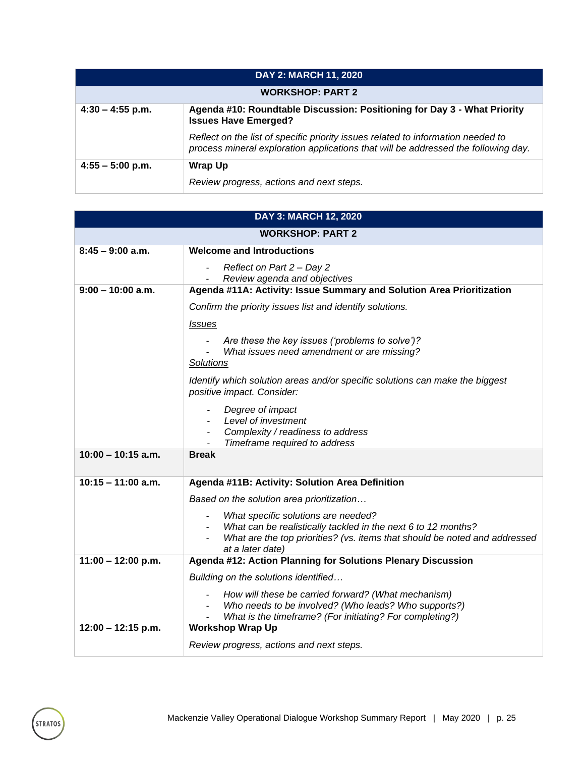| DAY 2: MARCH 11, 2020 | |
|---|---|
| **WORKSHOP: PART 2** | |
| **4:30 – 4:55 p.m.** | **Agenda #10: Roundtable Discussion: Positioning for Day 3 - What Priority Issues Have Emerged?**<br><br>*Reflect on the list of specific priority issues related to information needed to process mineral exploration applications that will be addressed the following day.* |
| **4:55 – 5:00 p.m.** | **Wrap Up**<br><br>*Review progress, actions and next steps.* |

| DAY 3: MARCH 12, 2020 | |
|---|---|
| **WORKSHOP: PART 2** | |
| **8:45 – 9:00 a.m.** | **Welcome and Introductions**<br><br>- *Reflect on Part 2 – Day 2*<br>- *Review agenda and objectives* |
| **9:00 – 10:00 a.m.** | **Agenda #11A: Activity: Issue Summary and Solution Area Prioritization**<br><br>*Confirm the priority issues list and identify solutions.*<br><br>*Issues*<br><br>- *Are these the key issues ('problems to solve')?*<br>- *What issues need amendment or are missing?*<br><br>*Solutions*<br><br>*Identify which solution areas and/or specific solutions can make the biggest positive impact. Consider:*<br><br>- *Degree of impact*<br>- *Level of investment*<br>- *Complexity / readiness to address*<br>- *Timeframe required to address* |
| **10:00 – 10:15 a.m.** | **Break** |
| **10:15 – 11:00 a.m.** | **Agenda #11B: Activity: Solution Area Definition**<br><br>*Based on the solution area prioritization…*<br><br>- *What specific solutions are needed?*<br>- *What can be realistically tackled in the next 6 to 12 months?*<br>- *What are the top priorities? (vs. items that should be noted and addressed at a later date)* |
| **11:00 – 12:00 p.m.** | **Agenda #12: Action Planning for Solutions Plenary Discussion**<br><br>*Building on the solutions identified…*<br><br>- *How will these be carried forward? (What mechanism)*<br>- *Who needs to be involved? (Who leads? Who supports?)*<br>- *What is the timeframe? (For initiating? For completing?)* |
| **12:00 – 12:15 p.m.** | **Workshop Wrap Up**<br><br>*Review progress, actions and next steps.* |